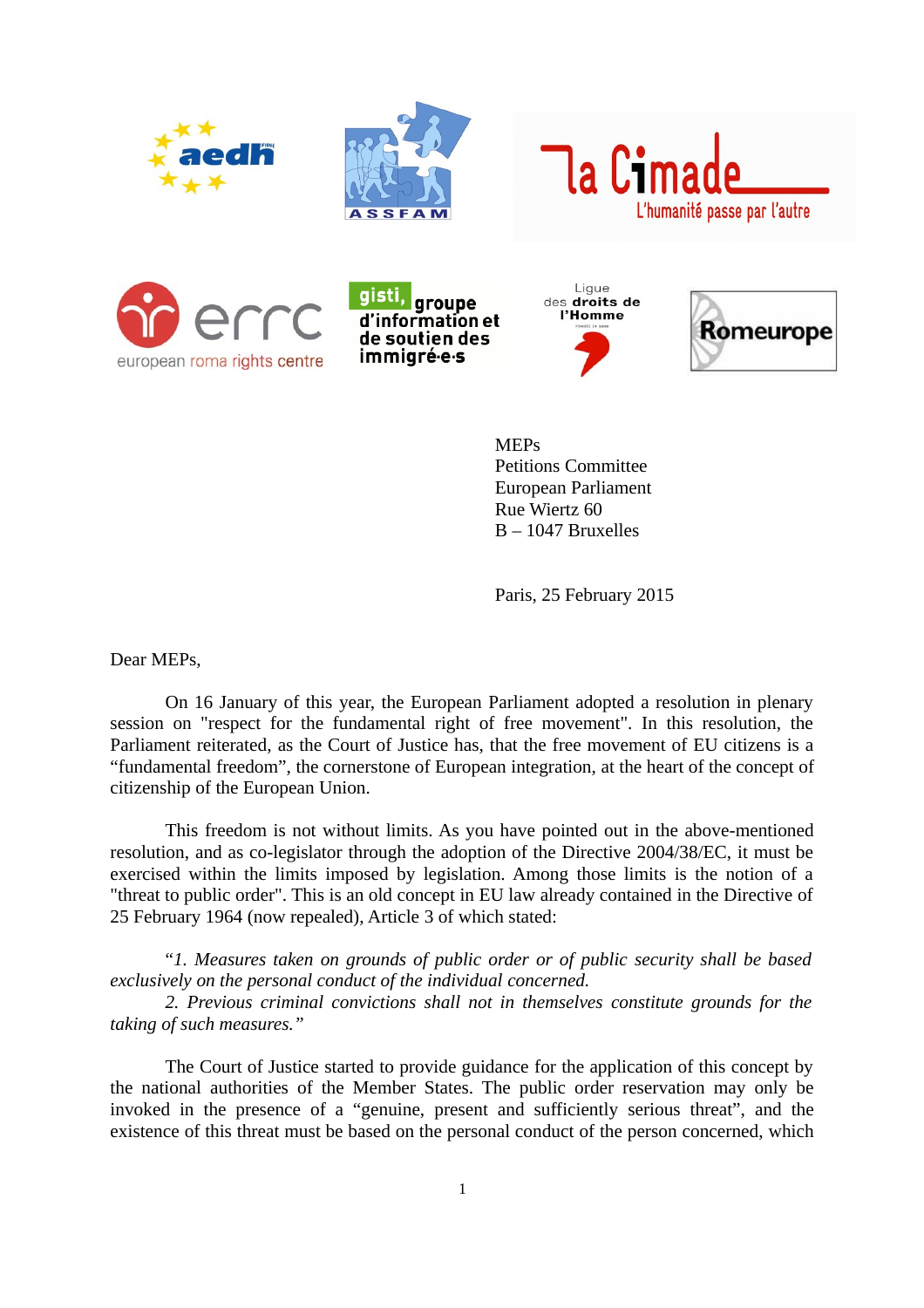MEPs
Petitions Committee
European Parliament
Rue Wiertz 60
B – 1047 Bruxelles

Paris, 25 February 2015

Dear MEPs,

On 16 January of this year, the European Parliament adopted a resolution in plenary session on "respect for the fundamental right of free movement". In this resolution, the Parliament reiterated, as the Court of Justice has, that the free movement of EU citizens is a “fundamental freedom”, the cornerstone of European integration, at the heart of the concept of citizenship of the European Union.

This freedom is not without limits. As you have pointed out in the above-mentioned resolution, and as co-legislator through the adoption of the Directive 2004/38/EC, it must be exercised within the limits imposed by legislation. Among those limits is the notion of a "threat to public order". This is an old concept in EU law already contained in the Directive of 25 February 1964 (now repealed), Article 3 of which stated:

*“1. Measures taken on grounds of public order or of public security shall be based exclusively on the personal conduct of the individual concerned.*

*2. Previous criminal convictions shall not in themselves constitute grounds for the taking of such measures.”*

The Court of Justice started to provide guidance for the application of this concept by the national authorities of the Member States. The public order reservation may only be invoked in the presence of a “genuine, present and sufficiently serious threat”, and the existence of this threat must be based on the personal conduct of the person concerned, which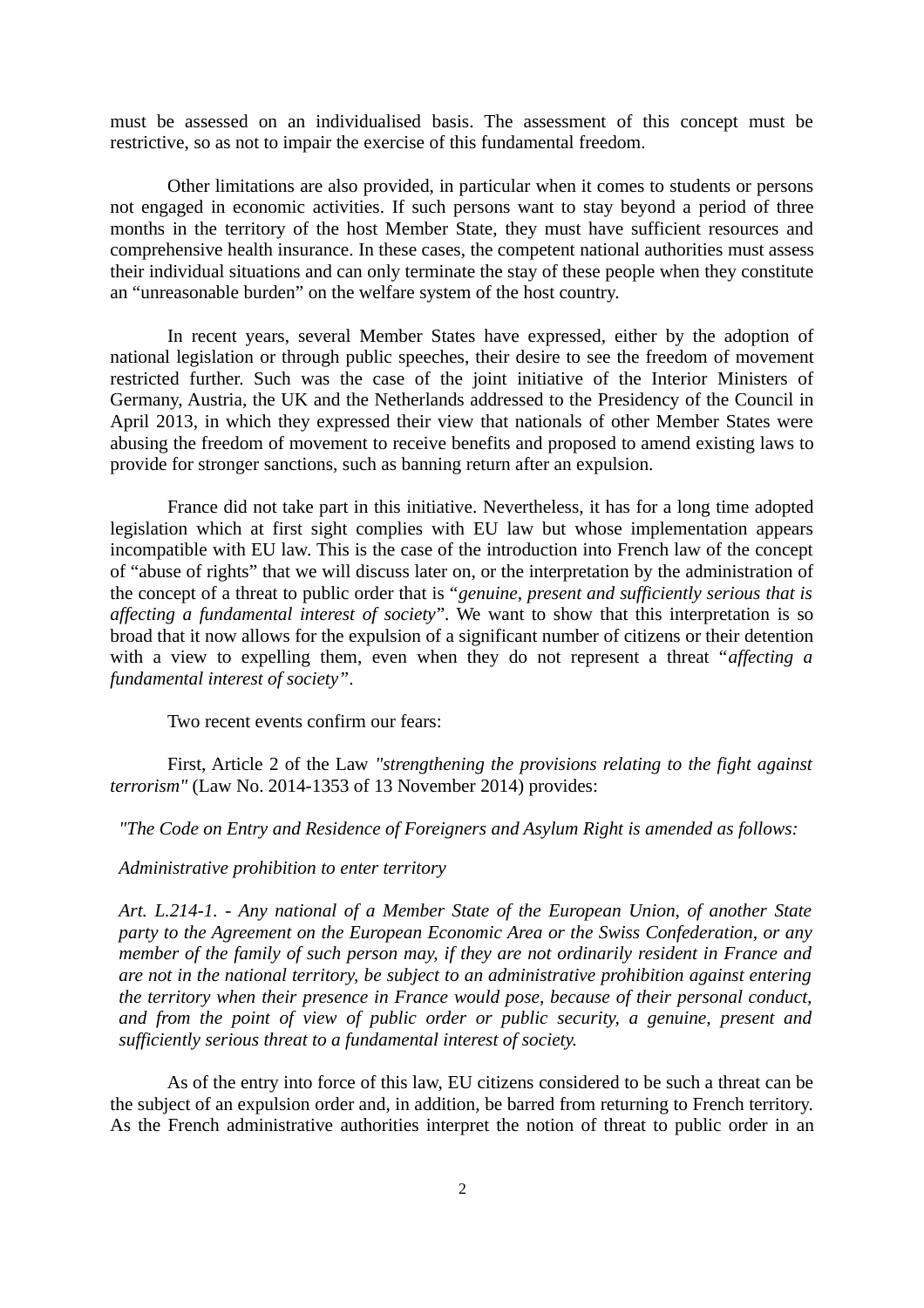must be assessed on an individualised basis. The assessment of this concept must be restrictive, so as not to impair the exercise of this fundamental freedom.

Other limitations are also provided, in particular when it comes to students or persons not engaged in economic activities. If such persons want to stay beyond a period of three months in the territory of the host Member State, they must have sufficient resources and comprehensive health insurance. In these cases, the competent national authorities must assess their individual situations and can only terminate the stay of these people when they constitute an "unreasonable burden" on the welfare system of the host country.

In recent years, several Member States have expressed, either by the adoption of national legislation or through public speeches, their desire to see the freedom of movement restricted further. Such was the case of the joint initiative of the Interior Ministers of Germany, Austria, the UK and the Netherlands addressed to the Presidency of the Council in April 2013, in which they expressed their view that nationals of other Member States were abusing the freedom of movement to receive benefits and proposed to amend existing laws to provide for stronger sanctions, such as banning return after an expulsion.

France did not take part in this initiative. Nevertheless, it has for a long time adopted legislation which at first sight complies with EU law but whose implementation appears incompatible with EU law. This is the case of the introduction into French law of the concept of "abuse of rights" that we will discuss later on, or the interpretation by the administration of the concept of a threat to public order that is "*genuine, present and sufficiently serious that is affecting a fundamental interest of society*". We want to show that this interpretation is so broad that it now allows for the expulsion of a significant number of citizens or their detention with a view to expelling them, even when they do not represent a threat "*affecting a fundamental interest of society*".

Two recent events confirm our fears:

First, Article 2 of the Law *"strengthening the provisions relating to the fight against terrorism"* (Law No. 2014-1353 of 13 November 2014) provides:

> *"The Code on Entry and Residence of Foreigners and Asylum Right is amended as follows:*
>
> *Administrative prohibition to enter territory*
>
> *Art. L.214-1. - Any national of a Member State of the European Union, of another State party to the Agreement on the European Economic Area or the Swiss Confederation, or any member of the family of such person may, if they are not ordinarily resident in France and are not in the national territory, be subject to an administrative prohibition against entering the territory when their presence in France would pose, because of their personal conduct, and from the point of view of public order or public security, a genuine, present and sufficiently serious threat to a fundamental interest of society.*

As of the entry into force of this law, EU citizens considered to be such a threat can be the subject of an expulsion order and, in addition, be barred from returning to French territory. As the French administrative authorities interpret the notion of threat to public order in an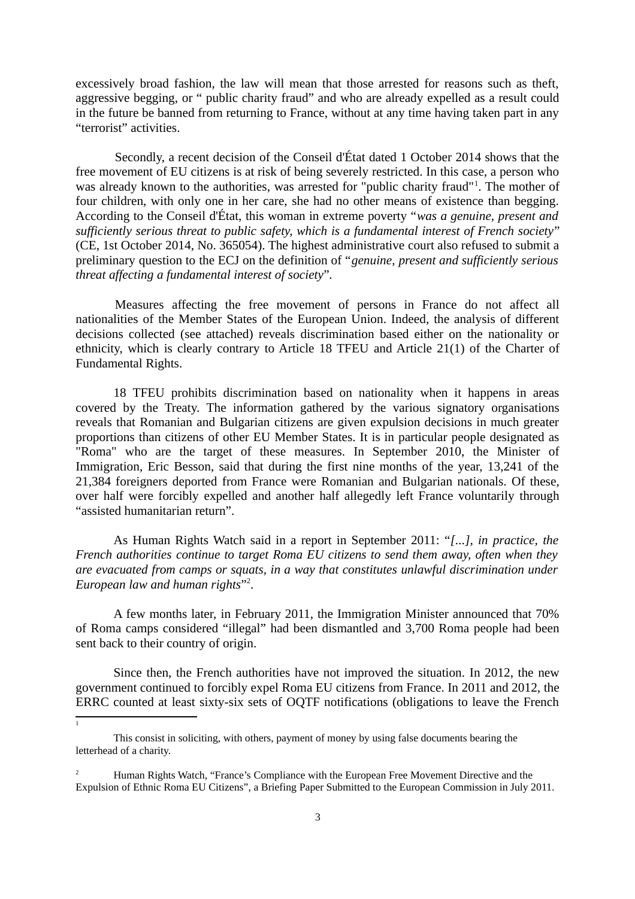excessively broad fashion, the law will mean that those arrested for reasons such as theft, aggressive begging, or " public charity fraud" and who are already expelled as a result could in the future be banned from returning to France, without at any time having taken part in any "terrorist" activities.

Secondly, a recent decision of the Conseil d'État dated 1 October 2014 shows that the free movement of EU citizens is at risk of being severely restricted. In this case, a person who was already known to the authorities, was arrested for "public charity fraud"[1]. The mother of four children, with only one in her care, she had no other means of existence than begging. According to the Conseil d'État, this woman in extreme poverty "*was a genuine, present and sufficiently serious threat to public safety, which is a fundamental interest of French society*" (CE, 1st October 2014, No. 365054). The highest administrative court also refused to submit a preliminary question to the ECJ on the definition of "*genuine, present and sufficiently serious threat affecting a fundamental interest of society*".

Measures affecting the free movement of persons in France do not affect all nationalities of the Member States of the European Union. Indeed, the analysis of different decisions collected (see attached) reveals discrimination based either on the nationality or ethnicity, which is clearly contrary to Article 18 TFEU and Article 21(1) of the Charter of Fundamental Rights.

18 TFEU prohibits discrimination based on nationality when it happens in areas covered by the Treaty. The information gathered by the various signatory organisations reveals that Romanian and Bulgarian citizens are given expulsion decisions in much greater proportions than citizens of other EU Member States. It is in particular people designated as "Roma" who are the target of these measures. In September 2010, the Minister of Immigration, Eric Besson, said that during the first nine months of the year, 13,241 of the 21,384 foreigners deported from France were Romanian and Bulgarian nationals. Of these, over half were forcibly expelled and another half allegedly left France voluntarily through "assisted humanitarian return".

As Human Rights Watch said in a report in September 2011: "*[...], in practice, the French authorities continue to target Roma EU citizens to send them away, often when they are evacuated from camps or squats, in a way that constitutes unlawful discrimination under European law and human rights*"[2].

A few months later, in February 2011, the Immigration Minister announced that 70% of Roma camps considered "illegal" had been dismantled and 3,700 Roma people had been sent back to their country of origin.

Since then, the French authorities have not improved the situation. In 2012, the new government continued to forcibly expel Roma EU citizens from France. In 2011 and 2012, the ERRC counted at least sixty-six sets of OQTF notifications (obligations to leave the French

---

[1] This consist in soliciting, with others, payment of money by using false documents bearing the letterhead of a charity.

[2] Human Rights Watch, "France's Compliance with the European Free Movement Directive and the Expulsion of Ethnic Roma EU Citizens", a Briefing Paper Submitted to the European Commission in July 2011.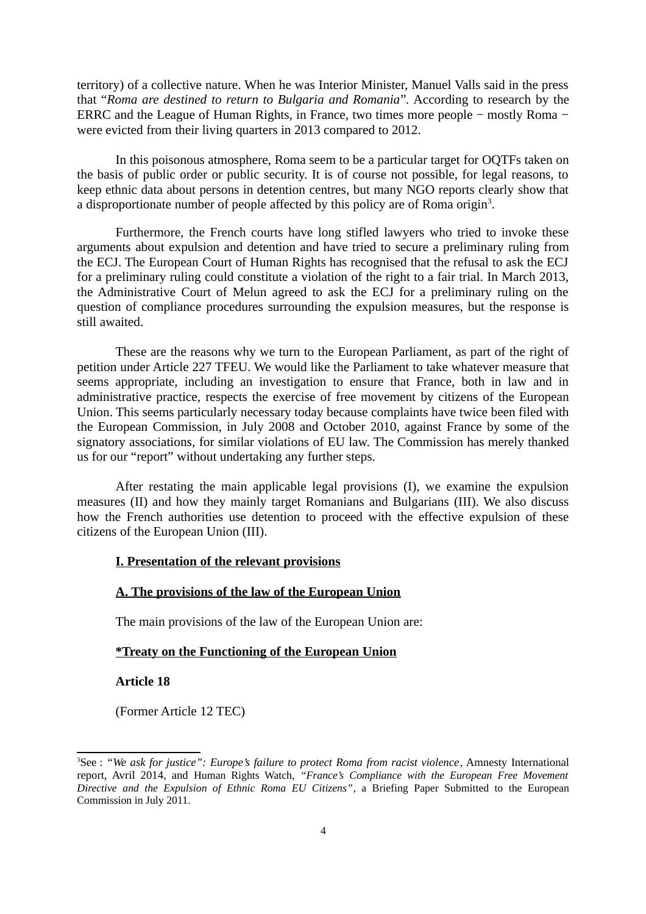territory) of a collective nature. When he was Interior Minister, Manuel Valls said in the press that "*Roma are destined to return to Bulgaria and Romania*". According to research by the ERRC and the League of Human Rights, in France, two times more people − mostly Roma − were evicted from their living quarters in 2013 compared to 2012.

In this poisonous atmosphere, Roma seem to be a particular target for OQTFs taken on the basis of public order or public security. It is of course not possible, for legal reasons, to keep ethnic data about persons in detention centres, but many NGO reports clearly show that a disproportionate number of people affected by this policy are of Roma origin[3].

Furthermore, the French courts have long stifled lawyers who tried to invoke these arguments about expulsion and detention and have tried to secure a preliminary ruling from the ECJ. The European Court of Human Rights has recognised that the refusal to ask the ECJ for a preliminary ruling could constitute a violation of the right to a fair trial. In March 2013, the Administrative Court of Melun agreed to ask the ECJ for a preliminary ruling on the question of compliance procedures surrounding the expulsion measures, but the response is still awaited.

These are the reasons why we turn to the European Parliament, as part of the right of petition under Article 227 TFEU. We would like the Parliament to take whatever measure that seems appropriate, including an investigation to ensure that France, both in law and in administrative practice, respects the exercise of free movement by citizens of the European Union. This seems particularly necessary today because complaints have twice been filed with the European Commission, in July 2008 and October 2010, against France by some of the signatory associations, for similar violations of EU law. The Commission has merely thanked us for our "report" without undertaking any further steps.

After restating the main applicable legal provisions (I), we examine the expulsion measures (II) and how they mainly target Romanians and Bulgarians (III). We also discuss how the French authorities use detention to proceed with the effective expulsion of these citizens of the European Union (III).

## I. Presentation of the relevant provisions

### A. The provisions of the law of the European Union

The main provisions of the law of the European Union are:

**<u>*Treaty on the Functioning of the European Union</u>**

**Article 18**

(Former Article 12 TEC)

---

[3]See : *"We ask for justice": Europe's failure to protect Roma from racist violence*, Amnesty International report, Avril 2014, and Human Rights Watch, *"France's Compliance with the European Free Movement Directive and the Expulsion of Ethnic Roma EU Citizens"*, a Briefing Paper Submitted to the European Commission in July 2011.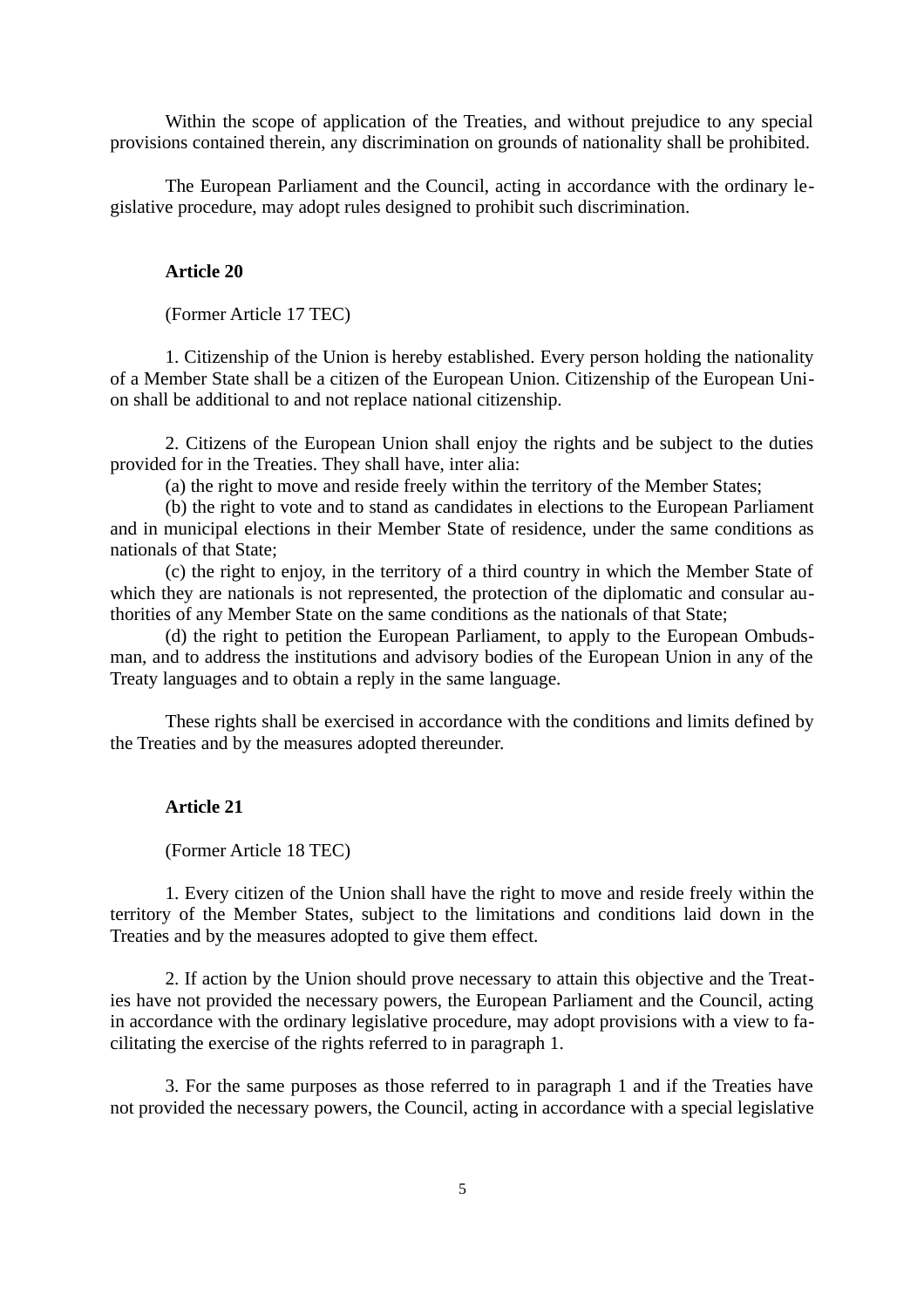Within the scope of application of the Treaties, and without prejudice to any special provisions contained therein, any discrimination on grounds of nationality shall be prohibited.

The European Parliament and the Council, acting in accordance with the ordinary legislative procedure, may adopt rules designed to prohibit such discrimination.

**Article 20**

(Former Article 17 TEC)

1. Citizenship of the Union is hereby established. Every person holding the nationality of a Member State shall be a citizen of the European Union. Citizenship of the European Union shall be additional to and not replace national citizenship.

2. Citizens of the European Union shall enjoy the rights and be subject to the duties provided for in the Treaties. They shall have, inter alia:

(a) the right to move and reside freely within the territory of the Member States;

(b) the right to vote and to stand as candidates in elections to the European Parliament and in municipal elections in their Member State of residence, under the same conditions as nationals of that State;

(c) the right to enjoy, in the territory of a third country in which the Member State of which they are nationals is not represented, the protection of the diplomatic and consular authorities of any Member State on the same conditions as the nationals of that State;

(d) the right to petition the European Parliament, to apply to the European Ombudsman, and to address the institutions and advisory bodies of the European Union in any of the Treaty languages and to obtain a reply in the same language.

These rights shall be exercised in accordance with the conditions and limits defined by the Treaties and by the measures adopted thereunder.

**Article 21**

(Former Article 18 TEC)

1. Every citizen of the Union shall have the right to move and reside freely within the territory of the Member States, subject to the limitations and conditions laid down in the Treaties and by the measures adopted to give them effect.

2. If action by the Union should prove necessary to attain this objective and the Treaties have not provided the necessary powers, the European Parliament and the Council, acting in accordance with the ordinary legislative procedure, may adopt provisions with a view to facilitating the exercise of the rights referred to in paragraph 1.

3. For the same purposes as those referred to in paragraph 1 and if the Treaties have not provided the necessary powers, the Council, acting in accordance with a special legislative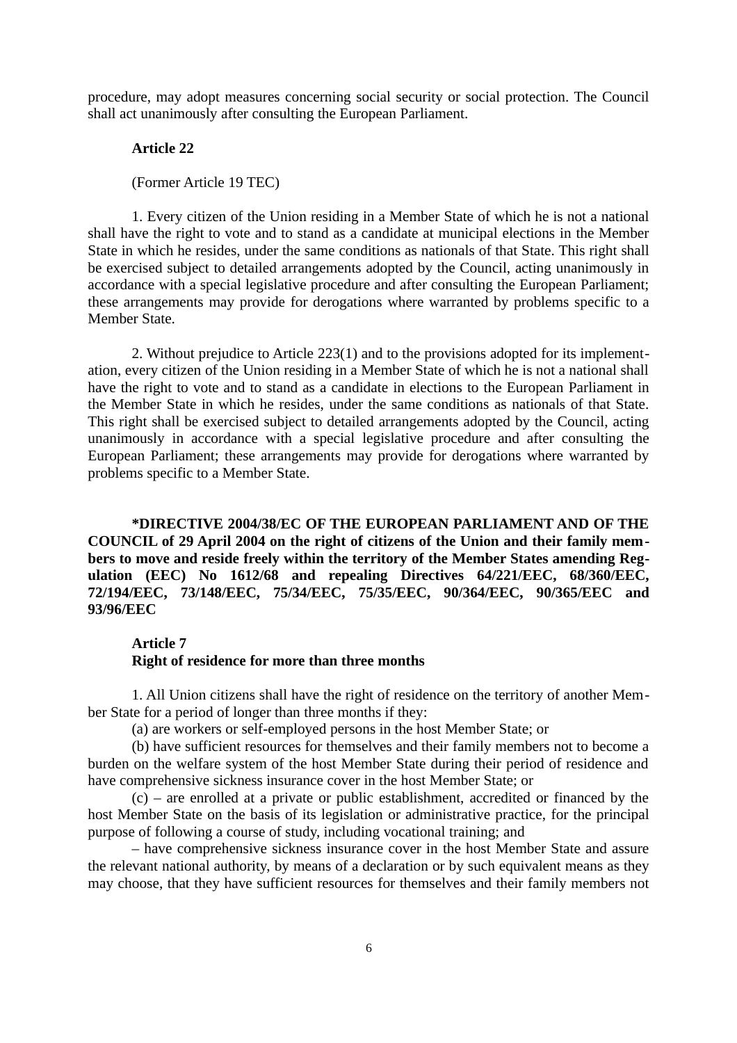procedure, may adopt measures concerning social security or social protection. The Council shall act unanimously after consulting the European Parliament.

**Article 22**

(Former Article 19 TEC)

1. Every citizen of the Union residing in a Member State of which he is not a national shall have the right to vote and to stand as a candidate at municipal elections in the Member State in which he resides, under the same conditions as nationals of that State. This right shall be exercised subject to detailed arrangements adopted by the Council, acting unanimously in accordance with a special legislative procedure and after consulting the European Parliament; these arrangements may provide for derogations where warranted by problems specific to a Member State.

2. Without prejudice to Article 223(1) and to the provisions adopted for its implementation, every citizen of the Union residing in a Member State of which he is not a national shall have the right to vote and to stand as a candidate in elections to the European Parliament in the Member State in which he resides, under the same conditions as nationals of that State. This right shall be exercised subject to detailed arrangements adopted by the Council, acting unanimously in accordance with a special legislative procedure and after consulting the European Parliament; these arrangements may provide for derogations where warranted by problems specific to a Member State.

**\*DIRECTIVE 2004/38/EC OF THE EUROPEAN PARLIAMENT AND OF THE COUNCIL of 29 April 2004 on the right of citizens of the Union and their family members to move and reside freely within the territory of the Member States amending Regulation (EEC) No 1612/68 and repealing Directives 64/221/EEC, 68/360/EEC, 72/194/EEC, 73/148/EEC, 75/34/EEC, 75/35/EEC, 90/364/EEC, 90/365/EEC and 93/96/EEC**

**Article 7**
**Right of residence for more than three months**

1. All Union citizens shall have the right of residence on the territory of another Member State for a period of longer than three months if they:

(a) are workers or self-employed persons in the host Member State; or

(b) have sufficient resources for themselves and their family members not to become a burden on the welfare system of the host Member State during their period of residence and have comprehensive sickness insurance cover in the host Member State; or

(c) – are enrolled at a private or public establishment, accredited or financed by the host Member State on the basis of its legislation or administrative practice, for the principal purpose of following a course of study, including vocational training; and

– have comprehensive sickness insurance cover in the host Member State and assure the relevant national authority, by means of a declaration or by such equivalent means as they may choose, that they have sufficient resources for themselves and their family members not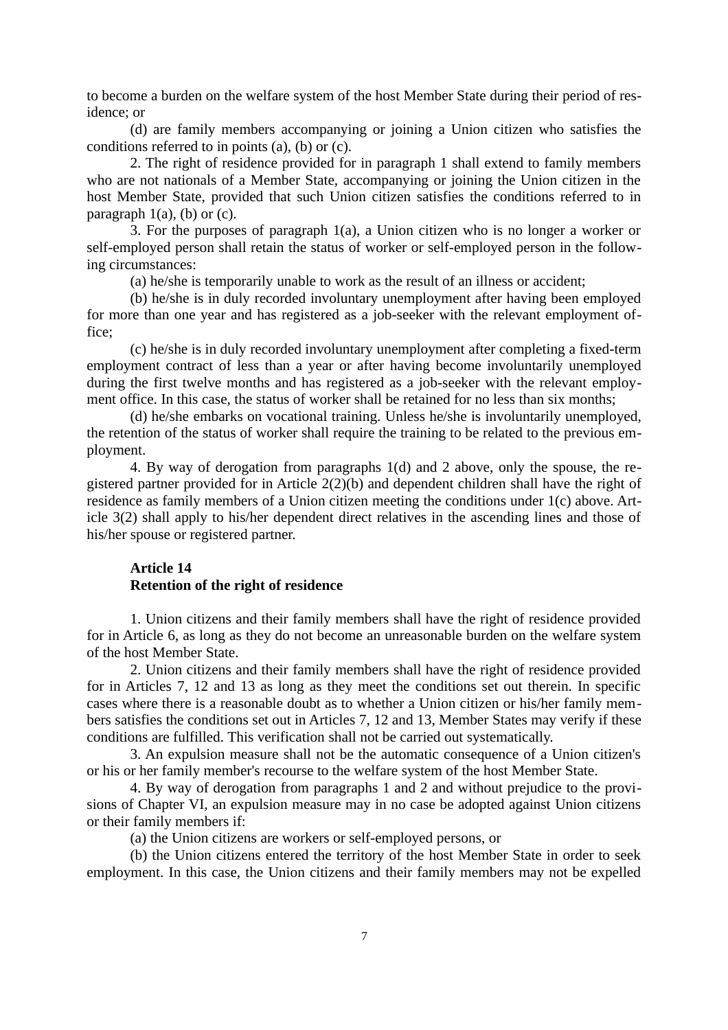to become a burden on the welfare system of the host Member State during their period of residence; or

(d) are family members accompanying or joining a Union citizen who satisfies the conditions referred to in points (a), (b) or (c).

2. The right of residence provided for in paragraph 1 shall extend to family members who are not nationals of a Member State, accompanying or joining the Union citizen in the host Member State, provided that such Union citizen satisfies the conditions referred to in paragraph 1(a), (b) or (c).

3. For the purposes of paragraph 1(a), a Union citizen who is no longer a worker or self-employed person shall retain the status of worker or self-employed person in the following circumstances:

(a) he/she is temporarily unable to work as the result of an illness or accident;

(b) he/she is in duly recorded involuntary unemployment after having been employed for more than one year and has registered as a job-seeker with the relevant employment office;

(c) he/she is in duly recorded involuntary unemployment after completing a fixed-term employment contract of less than a year or after having become involuntarily unemployed during the first twelve months and has registered as a job-seeker with the relevant employment office. In this case, the status of worker shall be retained for no less than six months;

(d) he/she embarks on vocational training. Unless he/she is involuntarily unemployed, the retention of the status of worker shall require the training to be related to the previous employment.

4. By way of derogation from paragraphs 1(d) and 2 above, only the spouse, the registered partner provided for in Article 2(2)(b) and dependent children shall have the right of residence as family members of a Union citizen meeting the conditions under 1(c) above. Article 3(2) shall apply to his/her dependent direct relatives in the ascending lines and those of his/her spouse or registered partner.

**Article 14**
**Retention of the right of residence**

1. Union citizens and their family members shall have the right of residence provided for in Article 6, as long as they do not become an unreasonable burden on the welfare system of the host Member State.

2. Union citizens and their family members shall have the right of residence provided for in Articles 7, 12 and 13 as long as they meet the conditions set out therein. In specific cases where there is a reasonable doubt as to whether a Union citizen or his/her family members satisfies the conditions set out in Articles 7, 12 and 13, Member States may verify if these conditions are fulfilled. This verification shall not be carried out systematically.

3. An expulsion measure shall not be the automatic consequence of a Union citizen's or his or her family member's recourse to the welfare system of the host Member State.

4. By way of derogation from paragraphs 1 and 2 and without prejudice to the provisions of Chapter VI, an expulsion measure may in no case be adopted against Union citizens or their family members if:

(a) the Union citizens are workers or self-employed persons, or

(b) the Union citizens entered the territory of the host Member State in order to seek employment. In this case, the Union citizens and their family members may not be expelled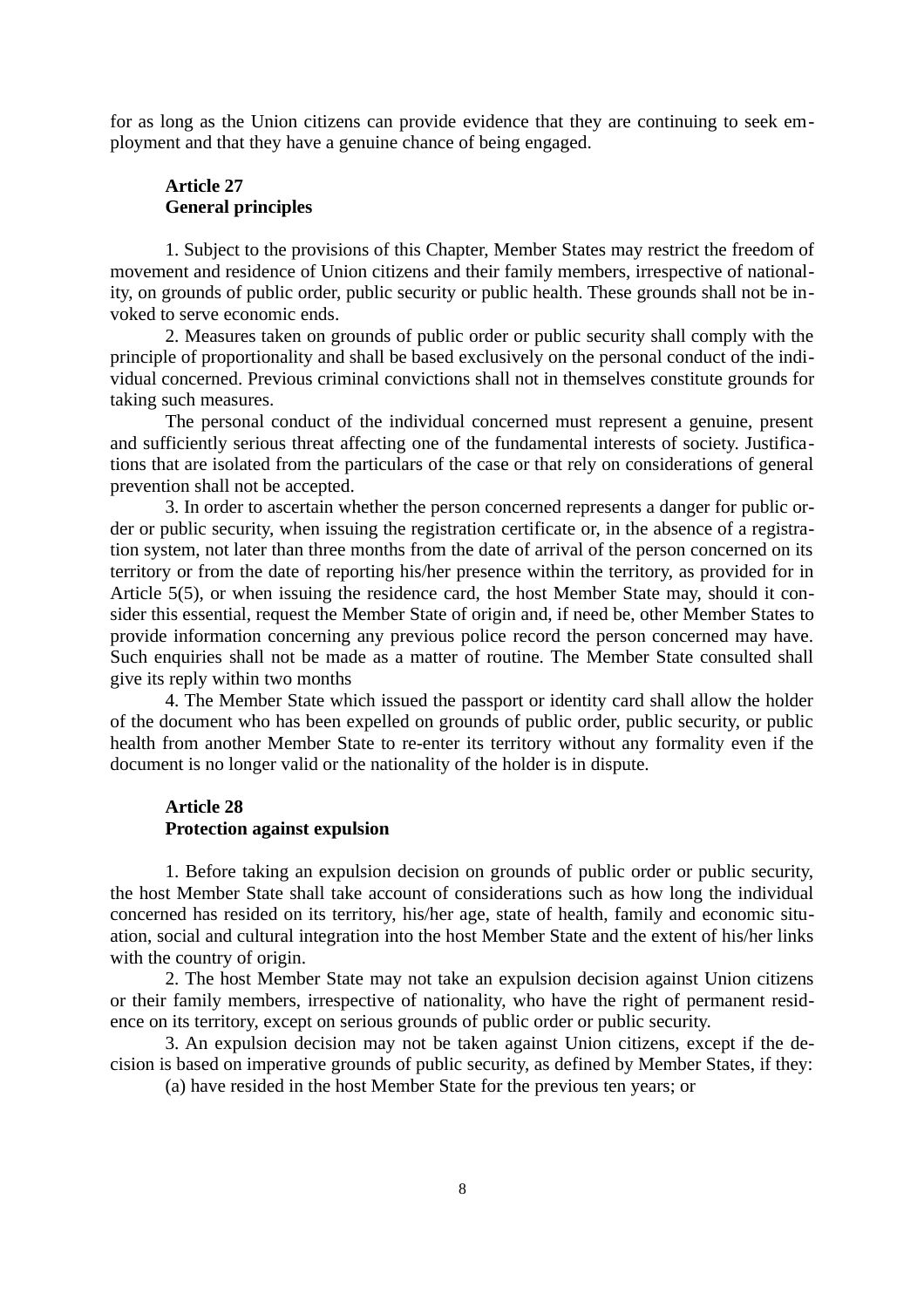for as long as the Union citizens can provide evidence that they are continuing to seek employment and that they have a genuine chance of being engaged.

**Article 27**
**General principles**

1. Subject to the provisions of this Chapter, Member States may restrict the freedom of movement and residence of Union citizens and their family members, irrespective of nationality, on grounds of public order, public security or public health. These grounds shall not be invoked to serve economic ends.

2. Measures taken on grounds of public order or public security shall comply with the principle of proportionality and shall be based exclusively on the personal conduct of the individual concerned. Previous criminal convictions shall not in themselves constitute grounds for taking such measures.

The personal conduct of the individual concerned must represent a genuine, present and sufficiently serious threat affecting one of the fundamental interests of society. Justifications that are isolated from the particulars of the case or that rely on considerations of general prevention shall not be accepted.

3. In order to ascertain whether the person concerned represents a danger for public order or public security, when issuing the registration certificate or, in the absence of a registration system, not later than three months from the date of arrival of the person concerned on its territory or from the date of reporting his/her presence within the territory, as provided for in Article 5(5), or when issuing the residence card, the host Member State may, should it consider this essential, request the Member State of origin and, if need be, other Member States to provide information concerning any previous police record the person concerned may have. Such enquiries shall not be made as a matter of routine. The Member State consulted shall give its reply within two months

4. The Member State which issued the passport or identity card shall allow the holder of the document who has been expelled on grounds of public order, public security, or public health from another Member State to re-enter its territory without any formality even if the document is no longer valid or the nationality of the holder is in dispute.

**Article 28**
**Protection against expulsion**

1. Before taking an expulsion decision on grounds of public order or public security, the host Member State shall take account of considerations such as how long the individual concerned has resided on its territory, his/her age, state of health, family and economic situation, social and cultural integration into the host Member State and the extent of his/her links with the country of origin.

2. The host Member State may not take an expulsion decision against Union citizens or their family members, irrespective of nationality, who have the right of permanent residence on its territory, except on serious grounds of public order or public security.

3. An expulsion decision may not be taken against Union citizens, except if the decision is based on imperative grounds of public security, as defined by Member States, if they:

(a) have resided in the host Member State for the previous ten years; or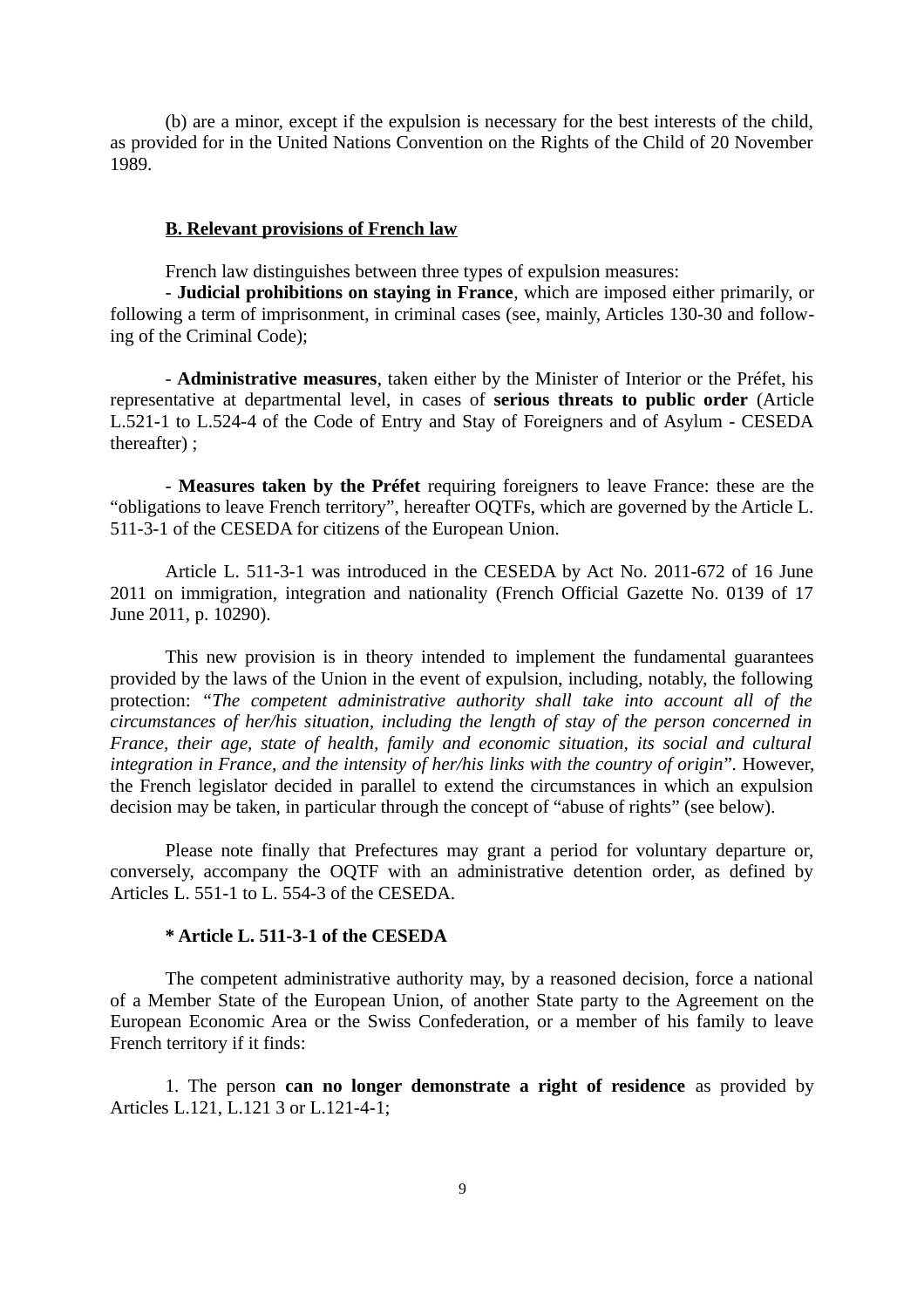(b) are a minor, except if the expulsion is necessary for the best interests of the child, as provided for in the United Nations Convention on the Rights of the Child of 20 November 1989.

### B. Relevant provisions of French law

French law distinguishes between three types of expulsion measures:

- **Judicial prohibitions on staying in France**, which are imposed either primarily, or following a term of imprisonment, in criminal cases (see, mainly, Articles 130-30 and following of the Criminal Code);

- **Administrative measures**, taken either by the Minister of Interior or the Préfet, his representative at departmental level, in cases of **serious threats to public order** (Article L.521-1 to L.524-4 of the Code of Entry and Stay of Foreigners and of Asylum - CESEDA thereafter) ;

- **Measures taken by the Préfet** requiring foreigners to leave France: these are the "obligations to leave French territory", hereafter OQTFs, which are governed by the Article L. 511-3-1 of the CESEDA for citizens of the European Union.

Article L. 511-3-1 was introduced in the CESEDA by Act No. 2011-672 of 16 June 2011 on immigration, integration and nationality (French Official Gazette No. 0139 of 17 June 2011, p. 10290).

This new provision is in theory intended to implement the fundamental guarantees provided by the laws of the Union in the event of expulsion, including, notably, the following protection: "*The competent administrative authority shall take into account all of the circumstances of her/his situation, including the length of stay of the person concerned in France, their age, state of health, family and economic situation, its social and cultural integration in France, and the intensity of her/his links with the country of origin*". However, the French legislator decided in parallel to extend the circumstances in which an expulsion decision may be taken, in particular through the concept of "abuse of rights" (see below).

Please note finally that Prefectures may grant a period for voluntary departure or, conversely, accompany the OQTF with an administrative detention order, as defined by Articles L. 551-1 to L. 554-3 of the CESEDA.

**\* Article L. 511-3-1 of the CESEDA**

The competent administrative authority may, by a reasoned decision, force a national of a Member State of the European Union, of another State party to the Agreement on the European Economic Area or the Swiss Confederation, or a member of his family to leave French territory if it finds:

1. The person **can no longer demonstrate a right of residence** as provided by Articles L.121, L.121 3 or L.121-4-1;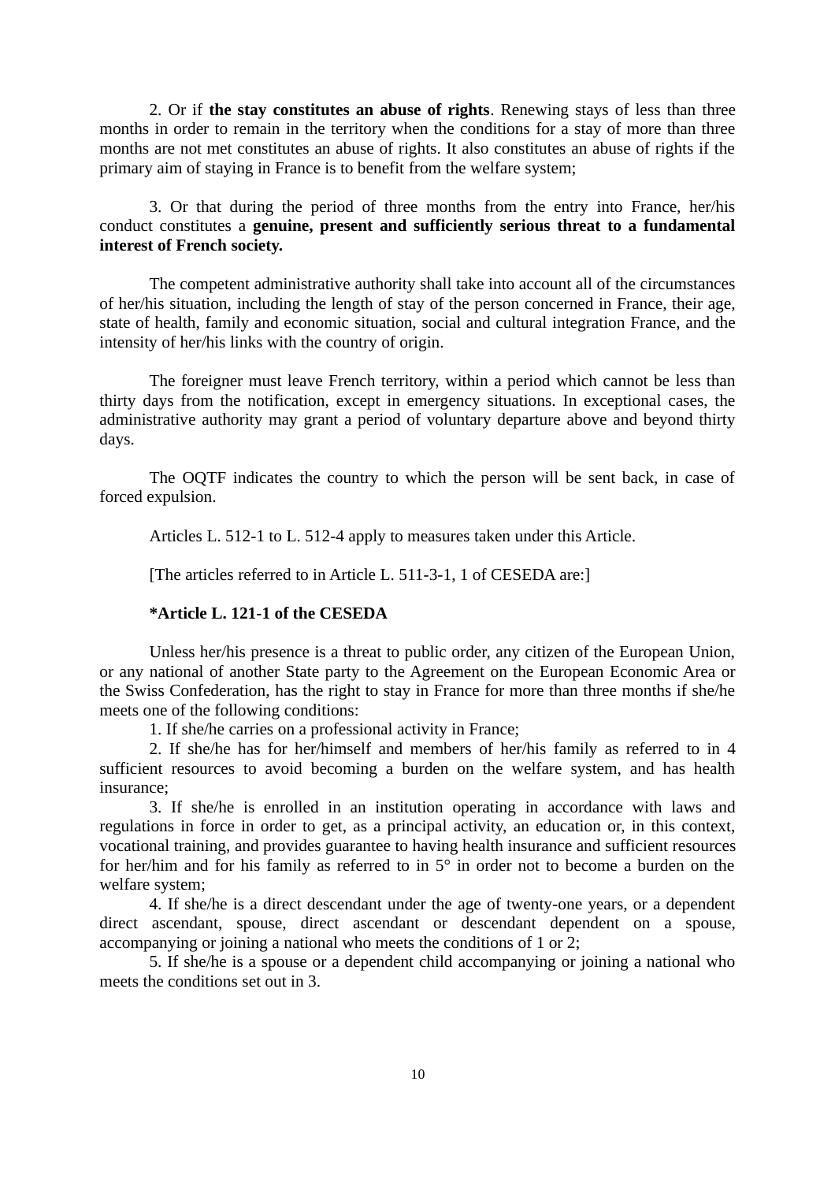2. Or if **the stay constitutes an abuse of rights**. Renewing stays of less than three months in order to remain in the territory when the conditions for a stay of more than three months are not met constitutes an abuse of rights. It also constitutes an abuse of rights if the primary aim of staying in France is to benefit from the welfare system;

3. Or that during the period of three months from the entry into France, her/his conduct constitutes a **genuine, present and sufficiently serious threat to a fundamental interest of French society.**

The competent administrative authority shall take into account all of the circumstances of her/his situation, including the length of stay of the person concerned in France, their age, state of health, family and economic situation, social and cultural integration France, and the intensity of her/his links with the country of origin.

The foreigner must leave French territory, within a period which cannot be less than thirty days from the notification, except in emergency situations. In exceptional cases, the administrative authority may grant a period of voluntary departure above and beyond thirty days.

The OQTF indicates the country to which the person will be sent back, in case of forced expulsion.

Articles L. 512-1 to L. 512-4 apply to measures taken under this Article.

[The articles referred to in Article L. 511-3-1, 1 of CESEDA are:]

**\*Article L. 121-1 of the CESEDA**

Unless her/his presence is a threat to public order, any citizen of the European Union, or any national of another State party to the Agreement on the European Economic Area or the Swiss Confederation, has the right to stay in France for more than three months if she/he meets one of the following conditions:

1. If she/he carries on a professional activity in France;

2. If she/he has for her/himself and members of her/his family as referred to in 4 sufficient resources to avoid becoming a burden on the welfare system, and has health insurance;

3. If she/he is enrolled in an institution operating in accordance with laws and regulations in force in order to get, as a principal activity, an education or, in this context, vocational training, and provides guarantee to having health insurance and sufficient resources for her/him and for his family as referred to in 5° in order not to become a burden on the welfare system;

4. If she/he is a direct descendant under the age of twenty-one years, or a dependent direct ascendant, spouse, direct ascendant or descendant dependent on a spouse, accompanying or joining a national who meets the conditions of 1 or 2;

5. If she/he is a spouse or a dependent child accompanying or joining a national who meets the conditions set out in 3.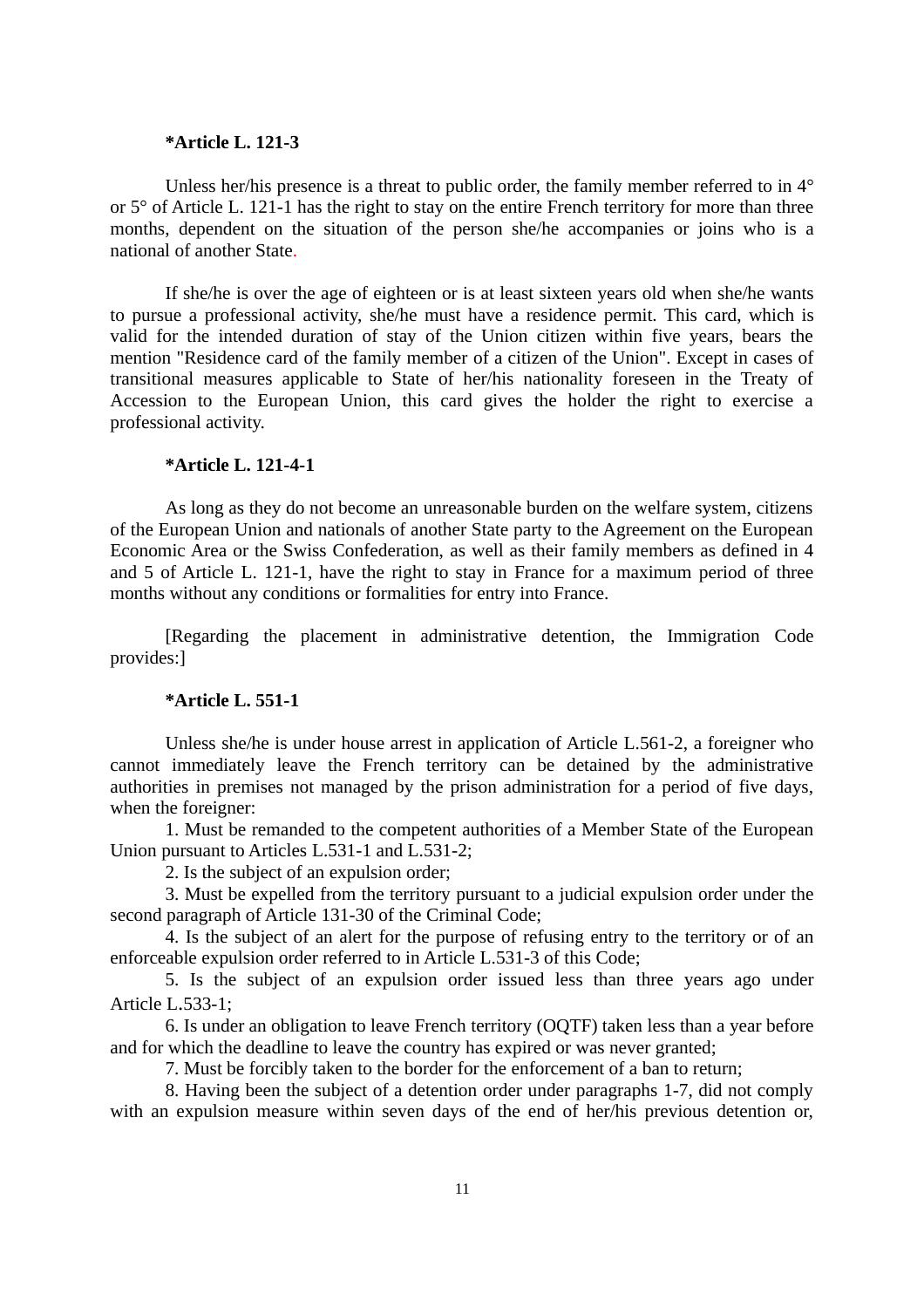**\*Article L. 121-3**

Unless her/his presence is a threat to public order, the family member referred to in 4° or 5° of Article L. 121-1 has the right to stay on the entire French territory for more than three months, dependent on the situation of the person she/he accompanies or joins who is a national of another State.

If she/he is over the age of eighteen or is at least sixteen years old when she/he wants to pursue a professional activity, she/he must have a residence permit. This card, which is valid for the intended duration of stay of the Union citizen within five years, bears the mention "Residence card of the family member of a citizen of the Union". Except in cases of transitional measures applicable to State of her/his nationality foreseen in the Treaty of Accession to the European Union, this card gives the holder the right to exercise a professional activity.

**\*Article L. 121-4-1**

As long as they do not become an unreasonable burden on the welfare system, citizens of the European Union and nationals of another State party to the Agreement on the European Economic Area or the Swiss Confederation, as well as their family members as defined in 4 and 5 of Article L. 121-1, have the right to stay in France for a maximum period of three months without any conditions or formalities for entry into France.

[Regarding the placement in administrative detention, the Immigration Code provides:]

**\*Article L. 551-1**

Unless she/he is under house arrest in application of Article L.561-2, a foreigner who cannot immediately leave the French territory can be detained by the administrative authorities in premises not managed by the prison administration for a period of five days, when the foreigner:

1. Must be remanded to the competent authorities of a Member State of the European Union pursuant to Articles L.531-1 and L.531-2;
2. Is the subject of an expulsion order;
3. Must be expelled from the territory pursuant to a judicial expulsion order under the second paragraph of Article 131-30 of the Criminal Code;
4. Is the subject of an alert for the purpose of refusing entry to the territory or of an enforceable expulsion order referred to in Article L.531-3 of this Code;
5. Is the subject of an expulsion order issued less than three years ago under Article L.533-1;
6. Is under an obligation to leave French territory (OQTF) taken less than a year before and for which the deadline to leave the country has expired or was never granted;
7. Must be forcibly taken to the border for the enforcement of a ban to return;
8. Having been the subject of a detention order under paragraphs 1-7, did not comply with an expulsion measure within seven days of the end of her/his previous detention or,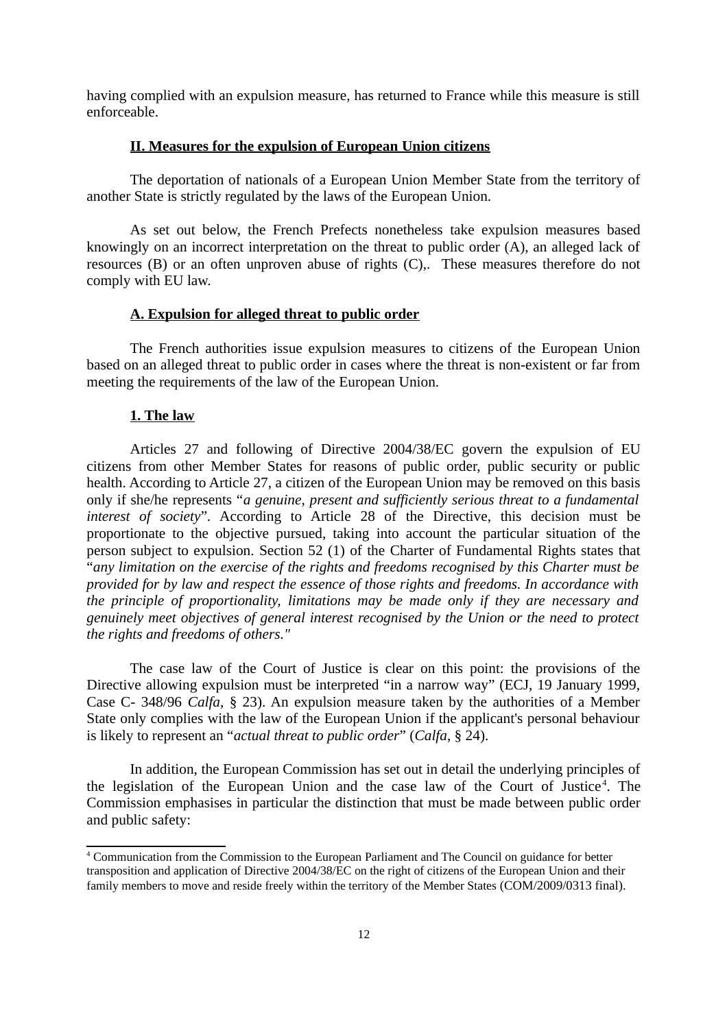having complied with an expulsion measure, has returned to France while this measure is still enforceable.

## II. Measures for the expulsion of European Union citizens

The deportation of nationals of a European Union Member State from the territory of another State is strictly regulated by the laws of the European Union.

As set out below, the French Prefects nonetheless take expulsion measures based knowingly on an incorrect interpretation on the threat to public order (A), an alleged lack of resources (B) or an often unproven abuse of rights (C),. These measures therefore do not comply with EU law.

### A. Expulsion for alleged threat to public order

The French authorities issue expulsion measures to citizens of the European Union based on an alleged threat to public order in cases where the threat is non-existent or far from meeting the requirements of the law of the European Union.

#### 1. The law

Articles 27 and following of Directive 2004/38/EC govern the expulsion of EU citizens from other Member States for reasons of public order, public security or public health. According to Article 27, a citizen of the European Union may be removed on this basis only if she/he represents "*a genuine, present and sufficiently serious threat to a fundamental interest of society*". According to Article 28 of the Directive, this decision must be proportionate to the objective pursued, taking into account the particular situation of the person subject to expulsion. Section 52 (1) of the Charter of Fundamental Rights states that "*any limitation on the exercise of the rights and freedoms recognised by this Charter must be provided for by law and respect the essence of those rights and freedoms. In accordance with the principle of proportionality, limitations may be made only if they are necessary and genuinely meet objectives of general interest recognised by the Union or the need to protect the rights and freedoms of others."*

The case law of the Court of Justice is clear on this point: the provisions of the Directive allowing expulsion must be interpreted "in a narrow way" (ECJ, 19 January 1999, Case C- 348/96 *Calfa*, § 23). An expulsion measure taken by the authorities of a Member State only complies with the law of the European Union if the applicant's personal behaviour is likely to represent an "*actual threat to public order*" (*Calfa*, § 24).

In addition, the European Commission has set out in detail the underlying principles of the legislation of the European Union and the case law of the Court of Justice[4]. The Commission emphasises in particular the distinction that must be made between public order and public safety:

[4] Communication from the Commission to the European Parliament and The Council on guidance for better transposition and application of Directive 2004/38/EC on the right of citizens of the European Union and their family members to move and reside freely within the territory of the Member States (COM/2009/0313 final).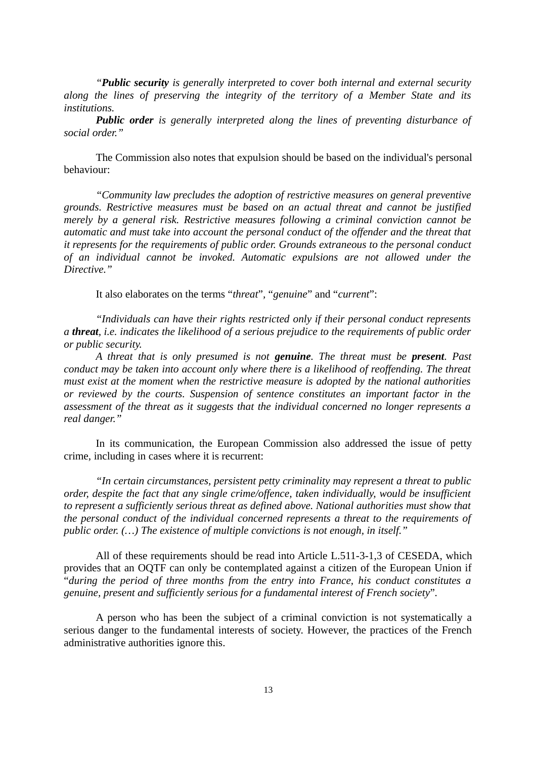*"**Public security** is generally interpreted to cover both internal and external security along the lines of preserving the integrity of the territory of a Member State and its institutions.*

***Public order** is generally interpreted along the lines of preventing disturbance of social order."*

The Commission also notes that expulsion should be based on the individual's personal behaviour:

*"Community law precludes the adoption of restrictive measures on general preventive grounds. Restrictive measures must be based on an actual threat and cannot be justified merely by a general risk. Restrictive measures following a criminal conviction cannot be automatic and must take into account the personal conduct of the offender and the threat that it represents for the requirements of public order. Grounds extraneous to the personal conduct of an individual cannot be invoked. Automatic expulsions are not allowed under the Directive."*

It also elaborates on the terms "*threat*", "*genuine*" and "*current*":

*"Individuals can have their rights restricted only if their personal conduct represents a **threat**, i.e. indicates the likelihood of a serious prejudice to the requirements of public order or public security.*

*A threat that is only presumed is not **genuine**. The threat must be **present**. Past conduct may be taken into account only where there is a likelihood of reoffending. The threat must exist at the moment when the restrictive measure is adopted by the national authorities or reviewed by the courts. Suspension of sentence constitutes an important factor in the assessment of the threat as it suggests that the individual concerned no longer represents a real danger."*

In its communication, the European Commission also addressed the issue of petty crime, including in cases where it is recurrent:

*"In certain circumstances, persistent petty criminality may represent a threat to public order, despite the fact that any single crime/offence, taken individually, would be insufficient to represent a sufficiently serious threat as defined above. National authorities must show that the personal conduct of the individual concerned represents a threat to the requirements of public order. (…) The existence of multiple convictions is not enough, in itself."*

All of these requirements should be read into Article L.511-3-1,3 of CESEDA, which provides that an OQTF can only be contemplated against a citizen of the European Union if "*during the period of three months from the entry into France, his conduct constitutes a genuine, present and sufficiently serious for a fundamental interest of French society*".

A person who has been the subject of a criminal conviction is not systematically a serious danger to the fundamental interests of society. However, the practices of the French administrative authorities ignore this.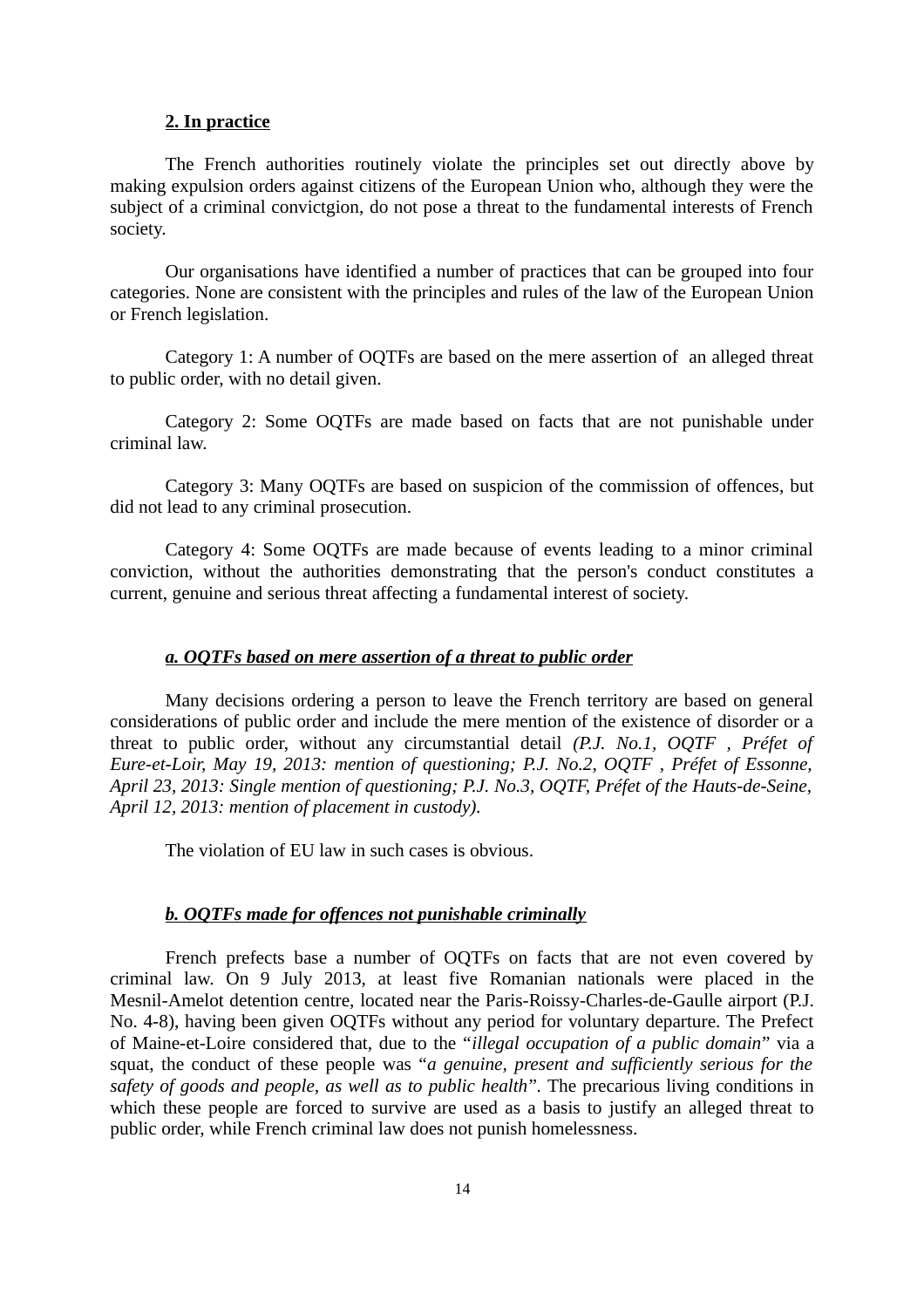**2. In practice**

The French authorities routinely violate the principles set out directly above by making expulsion orders against citizens of the European Union who, although they were the subject of a criminal convictgion, do not pose a threat to the fundamental interests of French society.

Our organisations have identified a number of practices that can be grouped into four categories. None are consistent with the principles and rules of the law of the European Union or French legislation.

Category 1: A number of OQTFs are based on the mere assertion of an alleged threat to public order, with no detail given.

Category 2: Some OQTFs are made based on facts that are not punishable under criminal law.

Category 3: Many OQTFs are based on suspicion of the commission of offences, but did not lead to any criminal prosecution.

Category 4: Some OQTFs are made because of events leading to a minor criminal conviction, without the authorities demonstrating that the person's conduct constitutes a current, genuine and serious threat affecting a fundamental interest of society.

***a. OQTFs based on mere assertion of a threat to public order***

Many decisions ordering a person to leave the French territory are based on general considerations of public order and include the mere mention of the existence of disorder or a threat to public order, without any circumstantial detail *(P.J. No.1, OQTF , Préfet of Eure-et-Loir, May 19, 2013: mention of questioning; P.J. No.2, OQTF , Préfet of Essonne, April 23, 2013: Single mention of questioning; P.J. No.3, OQTF, Préfet of the Hauts-de-Seine, April 12, 2013: mention of placement in custody).*

The violation of EU law in such cases is obvious.

***b. OQTFs made for offences not punishable criminally***

French prefects base a number of OQTFs on facts that are not even covered by criminal law. On 9 July 2013, at least five Romanian nationals were placed in the Mesnil-Amelot detention centre, located near the Paris-Roissy-Charles-de-Gaulle airport (P.J. No. 4-8), having been given OQTFs without any period for voluntary departure. The Prefect of Maine-et-Loire considered that, due to the "*illegal occupation of a public domain*" via a squat, the conduct of these people was "*a genuine, present and sufficiently serious for the safety of goods and people, as well as to public health*". The precarious living conditions in which these people are forced to survive are used as a basis to justify an alleged threat to public order, while French criminal law does not punish homelessness.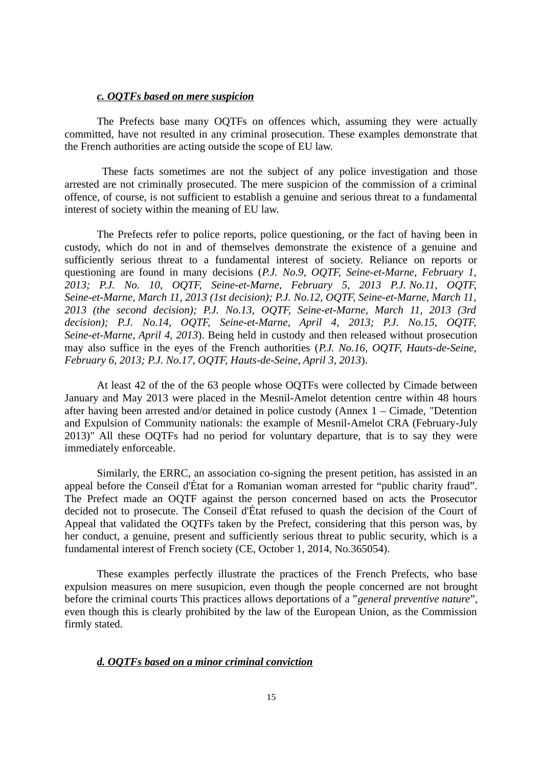### *c. OQTFs based on mere suspicion*

The Prefects base many OQTFs on offences which, assuming they were actually committed, have not resulted in any criminal prosecution. These examples demonstrate that the French authorities are acting outside the scope of EU law.

These facts sometimes are not the subject of any police investigation and those arrested are not criminally prosecuted. The mere suspicion of the commission of a criminal offence, of course, is not sufficient to establish a genuine and serious threat to a fundamental interest of society within the meaning of EU law.

The Prefects refer to police reports, police questioning, or the fact of having been in custody, which do not in and of themselves demonstrate the existence of a genuine and sufficiently serious threat to a fundamental interest of society. Reliance on reports or questioning are found in many decisions (*P.J. No.9, OQTF, Seine-et-Marne, February 1, 2013; P.J. No. 10, OQTF, Seine-et-Marne, February 5, 2013 P.J. No.11, OQTF, Seine-et-Marne, March 11, 2013 (1st decision); P.J. No.12, OQTF, Seine-et-Marne, March 11, 2013 (the second decision); P.J. No.13, OQTF, Seine-et-Marne, March 11, 2013 (3rd decision); P.J. No.14, OQTF, Seine-et-Marne, April 4, 2013; P.J. No.15, OQTF, Seine-et-Marne, April 4, 2013*). Being held in custody and then released without prosecution may also suffice in the eyes of the French authorities (*P.J. No.16, OQTF, Hauts-de-Seine, February 6, 2013; P.J. No.17, OQTF, Hauts-de-Seine, April 3, 2013*).

At least 42 of the of the 63 people whose OQTFs were collected by Cimade between January and May 2013 were placed in the Mesnil-Amelot detention centre within 48 hours after having been arrested and/or detained in police custody (Annex 1 – Cimade, "Detention and Expulsion of Community nationals: the example of Mesnil-Amelot CRA (February-July 2013)" All these OQTFs had no period for voluntary departure, that is to say they were immediately enforceable.

Similarly, the ERRC, an association co-signing the present petition, has assisted in an appeal before the Conseil d'État for a Romanian woman arrested for "public charity fraud". The Prefect made an OQTF against the person concerned based on acts the Prosecutor decided not to prosecute. The Conseil d'État refused to quash the decision of the Court of Appeal that validated the OQTFs taken by the Prefect, considering that this person was, by her conduct, a genuine, present and sufficiently serious threat to public security, which is a fundamental interest of French society (CE, October 1, 2014, No.365054).

These examples perfectly illustrate the practices of the French Prefects, who base expulsion measures on mere susupicion, even though the people concerned are not brought before the criminal courts This practices allows deportations of a "*general preventive nature*", even though this is clearly prohibited by the law of the European Union, as the Commission firmly stated.

### *d. OQTFs based on a minor criminal conviction*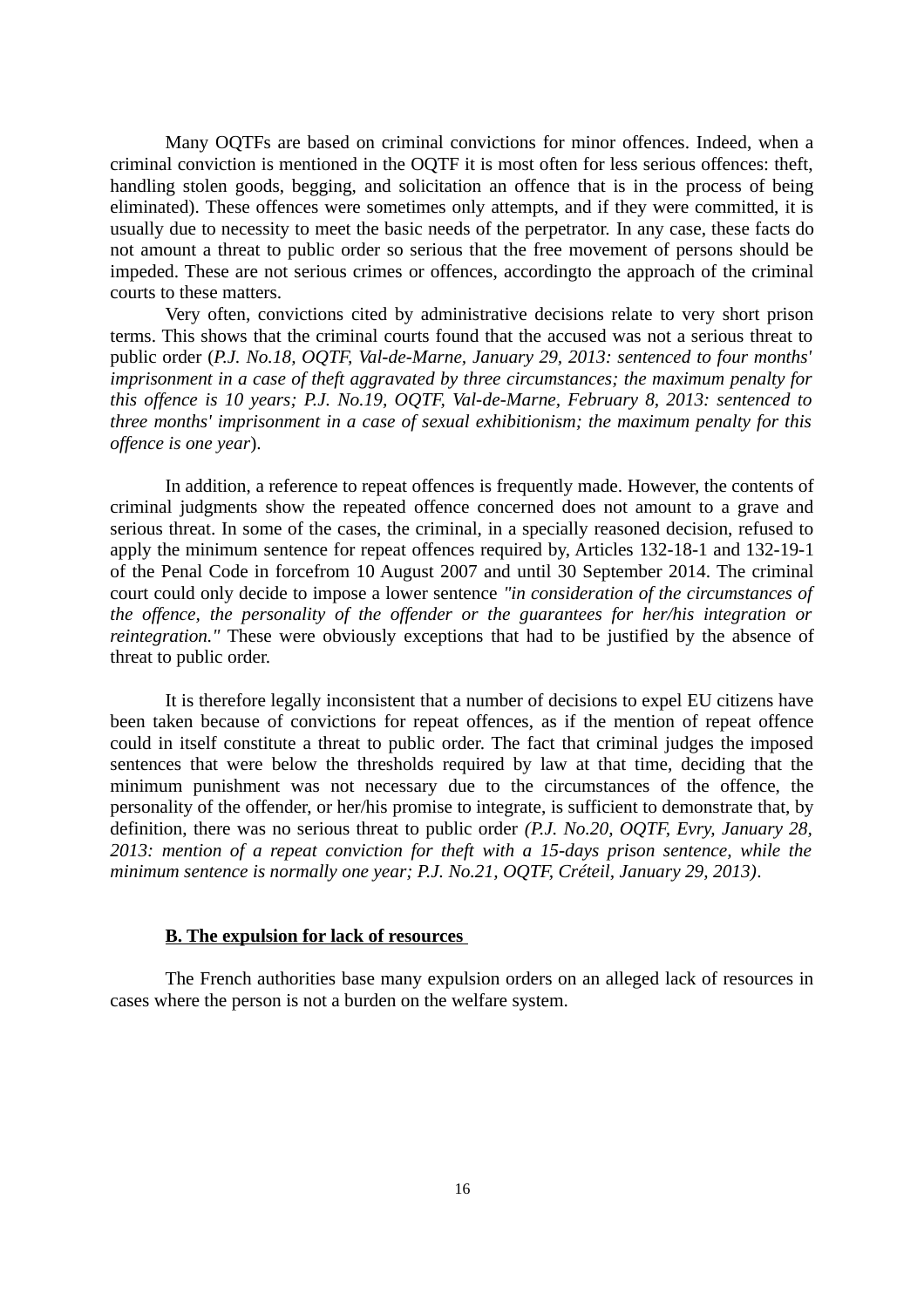Many OQTFs are based on criminal convictions for minor offences. Indeed, when a criminal conviction is mentioned in the OQTF it is most often for less serious offences: theft, handling stolen goods, begging, and solicitation an offence that is in the process of being eliminated). These offences were sometimes only attempts, and if they were committed, it is usually due to necessity to meet the basic needs of the perpetrator. In any case, these facts do not amount a threat to public order so serious that the free movement of persons should be impeded. These are not serious crimes or offences, accordingto the approach of the criminal courts to these matters.

Very often, convictions cited by administrative decisions relate to very short prison terms. This shows that the criminal courts found that the accused was not a serious threat to public order (*P.J. No.18, OQTF, Val-de-Marne, January 29, 2013: sentenced to four months' imprisonment in a case of theft aggravated by three circumstances; the maximum penalty for this offence is 10 years; P.J. No.19, OQTF, Val-de-Marne, February 8, 2013: sentenced to three months' imprisonment in a case of sexual exhibitionism; the maximum penalty for this offence is one year*).

In addition, a reference to repeat offences is frequently made. However, the contents of criminal judgments show the repeated offence concerned does not amount to a grave and serious threat. In some of the cases, the criminal, in a specially reasoned decision, refused to apply the minimum sentence for repeat offences required by, Articles 132-18-1 and 132-19-1 of the Penal Code in forcefrom 10 August 2007 and until 30 September 2014. The criminal court could only decide to impose a lower sentence *"in consideration of the circumstances of the offence, the personality of the offender or the guarantees for her/his integration or reintegration."* These were obviously exceptions that had to be justified by the absence of threat to public order.

It is therefore legally inconsistent that a number of decisions to expel EU citizens have been taken because of convictions for repeat offences, as if the mention of repeat offence could in itself constitute a threat to public order. The fact that criminal judges the imposed sentences that were below the thresholds required by law at that time, deciding that the minimum punishment was not necessary due to the circumstances of the offence, the personality of the offender, or her/his promise to integrate, is sufficient to demonstrate that, by definition, there was no serious threat to public order *(P.J. No.20, OQTF, Evry, January 28, 2013: mention of a repeat conviction for theft with a 15-days prison sentence, while the minimum sentence is normally one year; P.J. No.21, OQTF, Créteil, January 29, 2013)*.

**B. The expulsion for lack of resources**

The French authorities base many expulsion orders on an alleged lack of resources in cases where the person is not a burden on the welfare system.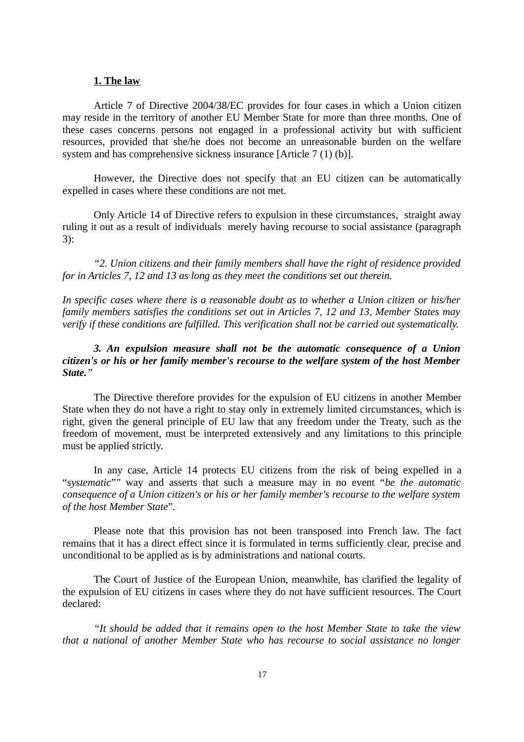**1. The law**

Article 7 of Directive 2004/38/EC provides for four cases in which a Union citizen may reside in the territory of another EU Member State for more than three months. One of these cases concerns persons not engaged in a professional activity but with sufficient resources, provided that she/he does not become an unreasonable burden on the welfare system and has comprehensive sickness insurance [Article 7 (1) (b)].

However, the Directive does not specify that an EU citizen can be automatically expelled in cases where these conditions are not met.

Only Article 14 of Directive refers to expulsion in these circumstances, straight away ruling it out as a result of individuals merely having recourse to social assistance (paragraph 3):

*"2. Union citizens and their family members shall have the right of residence provided for in Articles 7, 12 and 13 as long as they meet the conditions set out therein.*

*In specific cases where there is a reasonable doubt as to whether a Union citizen or his/her family members satisfies the conditions set out in Articles 7, 12 and 13, Member States may verify if these conditions are fulfilled. This verification shall not be carried out systematically.*

***3. An expulsion measure shall not be the automatic consequence of a Union citizen's or his or her family member's recourse to the welfare system of the host Member State.****"*

The Directive therefore provides for the expulsion of EU citizens in another Member State when they do not have a right to stay only in extremely limited circumstances, which is right, given the general principle of EU law that any freedom under the Treaty, such as the freedom of movement, must be interpreted extensively and any limitations to this principle must be applied strictly.

In any case, Article 14 protects EU citizens from the risk of being expelled in a "*systematic*"" way and asserts that such a measure may in no event "*be the automatic consequence of a Union citizen's or his or her family member's recourse to the welfare system of the host Member State*".

Please note that this provision has not been transposed into French law. The fact remains that it has a direct effect since it is formulated in terms sufficiently clear, precise and unconditional to be applied as is by administrations and national courts.

The Court of Justice of the European Union, meanwhile, has clarified the legality of the expulsion of EU citizens in cases where they do not have sufficient resources. The Court declared:

*"It should be added that it remains open to the host Member State to take the view that a national of another Member State who has recourse to social assistance no longer*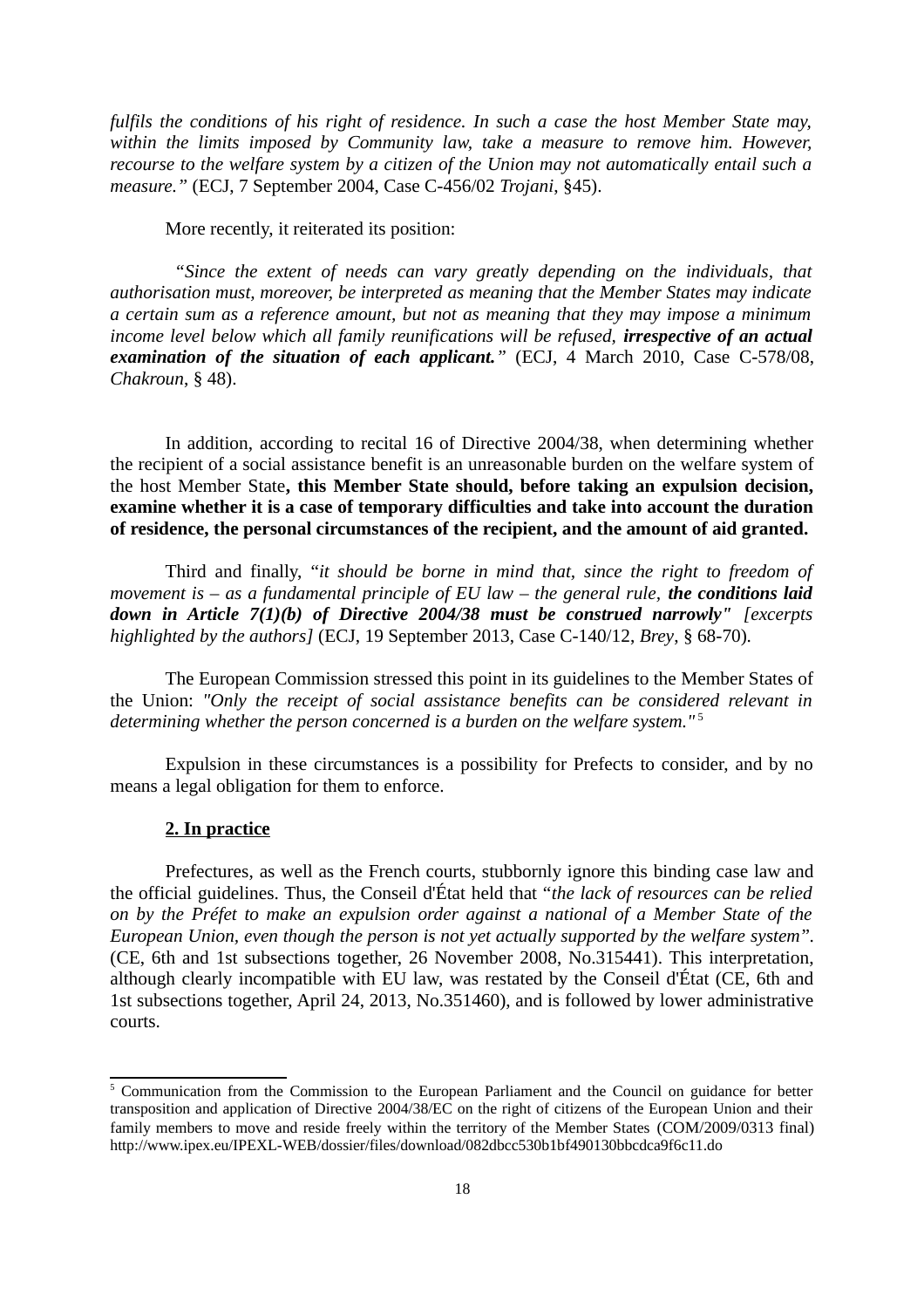*fulfils the conditions of his right of residence. In such a case the host Member State may, within the limits imposed by Community law, take a measure to remove him. However, recourse to the welfare system by a citizen of the Union may not automatically entail such a measure."* (ECJ, 7 September 2004, Case C-456/02 *Trojani*, §45).

More recently, it reiterated its position:

*"Since the extent of needs can vary greatly depending on the individuals, that authorisation must, moreover, be interpreted as meaning that the Member States may indicate a certain sum as a reference amount, but not as meaning that they may impose a minimum income level below which all family reunifications will be refused,* ***irrespective of an actual examination of the situation of each applicant.****"* (ECJ, 4 March 2010, Case C-578/08, *Chakroun*, § 48).

In addition, according to recital 16 of Directive 2004/38, when determining whether the recipient of a social assistance benefit is an unreasonable burden on the welfare system of the host Member State**, this Member State should, before taking an expulsion decision, examine whether it is a case of temporary difficulties and take into account the duration of residence, the personal circumstances of the recipient, and the amount of aid granted.**

Third and finally, "*it should be borne in mind that, since the right to freedom of movement is – as a fundamental principle of EU law – the general rule,* ***the conditions laid down in Article 7(1)(b) of Directive 2004/38 must be construed narrowly"*** *[excerpts highlighted by the authors]* (ECJ, 19 September 2013, Case C-140/12, *Brey*, § 68-70).

The European Commission stressed this point in its guidelines to the Member States of the Union: *"Only the receipt of social assistance benefits can be considered relevant in determining whether the person concerned is a burden on the welfare system."*[5]

Expulsion in these circumstances is a possibility for Prefects to consider, and by no means a legal obligation for them to enforce.

**2. In practice**

Prefectures, as well as the French courts, stubbornly ignore this binding case law and the official guidelines. Thus, the Conseil d'État held that "*the lack of resources can be relied on by the Préfet to make an expulsion order against a national of a Member State of the European Union, even though the person is not yet actually supported by the welfare system*". (CE, 6th and 1st subsections together, 26 November 2008, No.315441). This interpretation, although clearly incompatible with EU law, was restated by the Conseil d'État (CE, 6th and 1st subsections together, April 24, 2013, No.351460), and is followed by lower administrative courts.

---

[5] Communication from the Commission to the European Parliament and the Council on guidance for better transposition and application of Directive 2004/38/EC on the right of citizens of the European Union and their family members to move and reside freely within the territory of the Member States (COM/2009/0313 final) http://www.ipex.eu/IPEXL-WEB/dossier/files/download/082dbcc530b1bf490130bbcdca9f6c11.do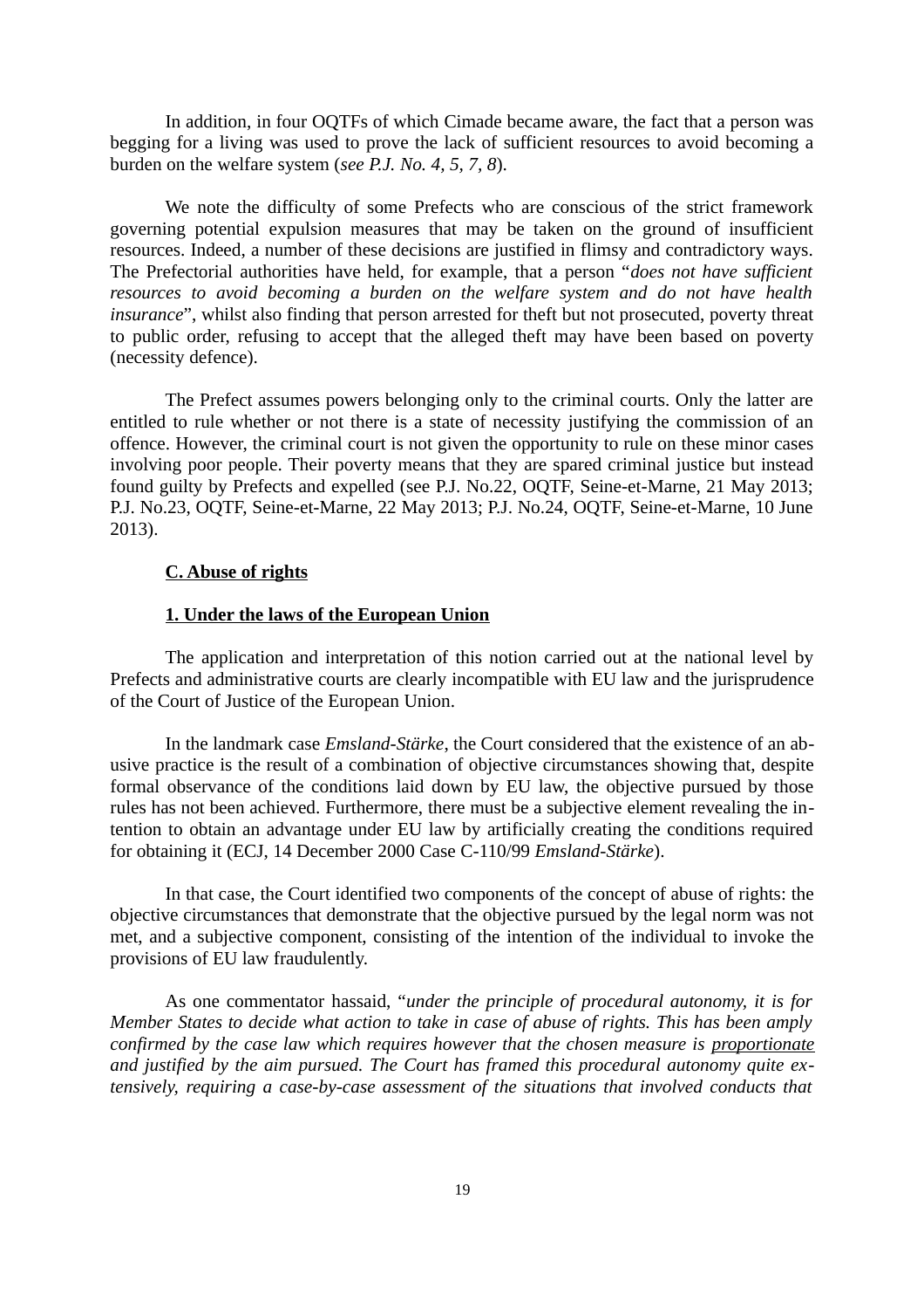In addition, in four OQTFs of which Cimade became aware, the fact that a person was begging for a living was used to prove the lack of sufficient resources to avoid becoming a burden on the welfare system (*see P.J. No. 4, 5, 7, 8*).

We note the difficulty of some Prefects who are conscious of the strict framework governing potential expulsion measures that may be taken on the ground of insufficient resources. Indeed, a number of these decisions are justified in flimsy and contradictory ways. The Prefectorial authorities have held, for example, that a person "*does not have sufficient resources to avoid becoming a burden on the welfare system and do not have health insurance*", whilst also finding that person arrested for theft but not prosecuted, poverty threat to public order, refusing to accept that the alleged theft may have been based on poverty (necessity defence).

The Prefect assumes powers belonging only to the criminal courts. Only the latter are entitled to rule whether or not there is a state of necessity justifying the commission of an offence. However, the criminal court is not given the opportunity to rule on these minor cases involving poor people. Their poverty means that they are spared criminal justice but instead found guilty by Prefects and expelled (see P.J. No.22, OQTF, Seine-et-Marne, 21 May 2013; P.J. No.23, OQTF, Seine-et-Marne, 22 May 2013; P.J. No.24, OQTF, Seine-et-Marne, 10 June 2013).

### C. Abuse of rights

#### 1. Under the laws of the European Union

The application and interpretation of this notion carried out at the national level by Prefects and administrative courts are clearly incompatible with EU law and the jurisprudence of the Court of Justice of the European Union.

In the landmark case *Emsland-Stärke*, the Court considered that the existence of an abusive practice is the result of a combination of objective circumstances showing that, despite formal observance of the conditions laid down by EU law, the objective pursued by those rules has not been achieved. Furthermore, there must be a subjective element revealing the intention to obtain an advantage under EU law by artificially creating the conditions required for obtaining it (ECJ, 14 December 2000 Case C-110/99 *Emsland-Stärke*).

In that case, the Court identified two components of the concept of abuse of rights: the objective circumstances that demonstrate that the objective pursued by the legal norm was not met, and a subjective component, consisting of the intention of the individual to invoke the provisions of EU law fraudulently.

As one commentator hassaid, "*under the principle of procedural autonomy, it is for Member States to decide what action to take in case of abuse of rights. This has been amply confirmed by the case law which requires however that the chosen measure is <u>proportionate</u> and justified by the aim pursued. The Court has framed this procedural autonomy quite extensively, requiring a case-by-case assessment of the situations that involved conducts that*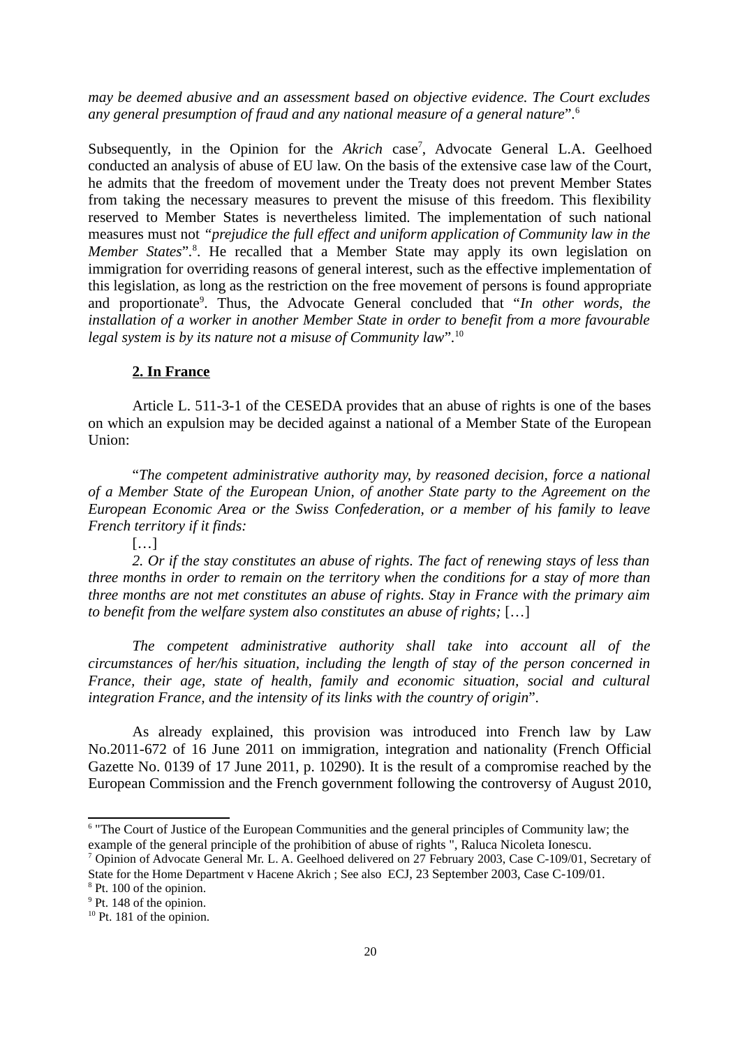*may be deemed abusive and an assessment based on objective evidence. The Court excludes any general presumption of fraud and any national measure of a general nature*".[6]

Subsequently, in the Opinion for the *Akrich* case[7], Advocate General L.A. Geelhoed conducted an analysis of abuse of EU law. On the basis of the extensive case law of the Court, he admits that the freedom of movement under the Treaty does not prevent Member States from taking the necessary measures to prevent the misuse of this freedom. This flexibility reserved to Member States is nevertheless limited. The implementation of such national measures must not *"prejudice the full effect and uniform application of Community law in the Member States*".[8]. He recalled that a Member State may apply its own legislation on immigration for overriding reasons of general interest, such as the effective implementation of this legislation, as long as the restriction on the free movement of persons is found appropriate and proportionate[9]. Thus, the Advocate General concluded that "*In other words, the installation of a worker in another Member State in order to benefit from a more favourable legal system is by its nature not a misuse of Community law*".[10]

## 2. In France

Article L. 511-3-1 of the CESEDA provides that an abuse of rights is one of the bases on which an expulsion may be decided against a national of a Member State of the European Union:

"*The competent administrative authority may, by reasoned decision, force a national of a Member State of the European Union, of another State party to the Agreement on the European Economic Area or the Swiss Confederation, or a member of his family to leave French territory if it finds:*

[…]

*2. Or if the stay constitutes an abuse of rights. The fact of renewing stays of less than three months in order to remain on the territory when the conditions for a stay of more than three months are not met constitutes an abuse of rights. Stay in France with the primary aim to benefit from the welfare system also constitutes an abuse of rights;* […]

*The competent administrative authority shall take into account all of the circumstances of her/his situation, including the length of stay of the person concerned in France, their age, state of health, family and economic situation, social and cultural integration France, and the intensity of its links with the country of origin*".

As already explained, this provision was introduced into French law by Law No.2011-672 of 16 June 2011 on immigration, integration and nationality (French Official Gazette No. 0139 of 17 June 2011, p. 10290). It is the result of a compromise reached by the European Commission and the French government following the controversy of August 2010,

---

[6] "The Court of Justice of the European Communities and the general principles of Community law; the example of the general principle of the prohibition of abuse of rights ", Raluca Nicoleta Ionescu.

[7] Opinion of Advocate General Mr. L. A. Geelhoed delivered on 27 February 2003, Case C-109/01, Secretary of State for the Home Department v Hacene Akrich ; See also ECJ, 23 September 2003, Case C-109/01.

[8] Pt. 100 of the opinion.

[9] Pt. 148 of the opinion.

[10] Pt. 181 of the opinion.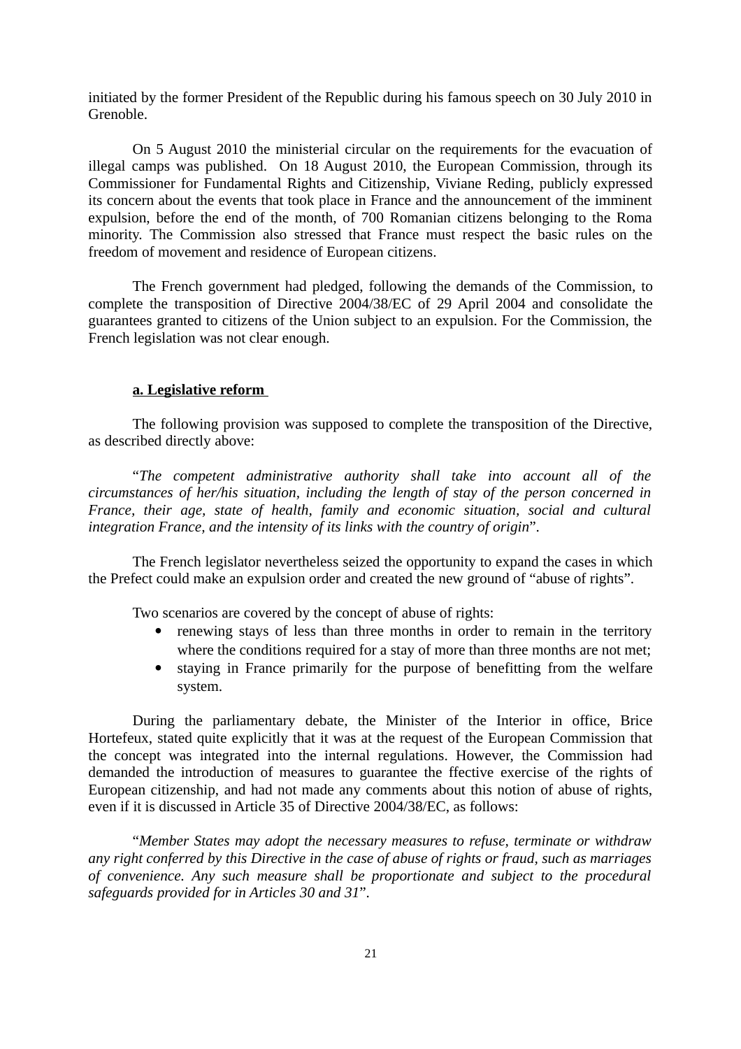initiated by the former President of the Republic during his famous speech on 30 July 2010 in Grenoble.

On 5 August 2010 the ministerial circular on the requirements for the evacuation of illegal camps was published. On 18 August 2010, the European Commission, through its Commissioner for Fundamental Rights and Citizenship, Viviane Reding, publicly expressed its concern about the events that took place in France and the announcement of the imminent expulsion, before the end of the month, of 700 Romanian citizens belonging to the Roma minority. The Commission also stressed that France must respect the basic rules on the freedom of movement and residence of European citizens.

The French government had pledged, following the demands of the Commission, to complete the transposition of Directive 2004/38/EC of 29 April 2004 and consolidate the guarantees granted to citizens of the Union subject to an expulsion. For the Commission, the French legislation was not clear enough.

**a. Legislative reform**

The following provision was supposed to complete the transposition of the Directive, as described directly above:

"*The competent administrative authority shall take into account all of the circumstances of her/his situation, including the length of stay of the person concerned in France, their age, state of health, family and economic situation, social and cultural integration France, and the intensity of its links with the country of origin*".

The French legislator nevertheless seized the opportunity to expand the cases in which the Prefect could make an expulsion order and created the new ground of "abuse of rights".

Two scenarios are covered by the concept of abuse of rights:

- renewing stays of less than three months in order to remain in the territory where the conditions required for a stay of more than three months are not met;
- staying in France primarily for the purpose of benefitting from the welfare system.

During the parliamentary debate, the Minister of the Interior in office, Brice Hortefeux, stated quite explicitly that it was at the request of the European Commission that the concept was integrated into the internal regulations. However, the Commission had demanded the introduction of measures to guarantee the ffective exercise of the rights of European citizenship, and had not made any comments about this notion of abuse of rights, even if it is discussed in Article 35 of Directive 2004/38/EC, as follows:

"*Member States may adopt the necessary measures to refuse, terminate or withdraw any right conferred by this Directive in the case of abuse of rights or fraud, such as marriages of convenience. Any such measure shall be proportionate and subject to the procedural safeguards provided for in Articles 30 and 31*".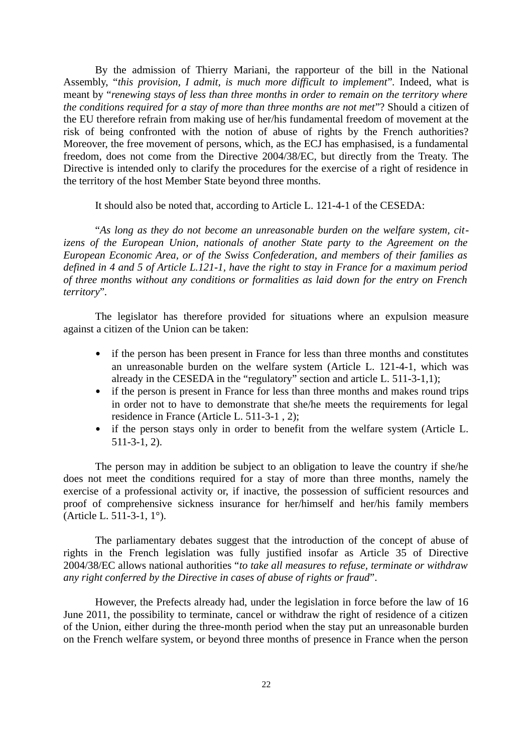By the admission of Thierry Mariani, the rapporteur of the bill in the National Assembly, "*this provision, I admit, is much more difficult to implement*". Indeed, what is meant by "*renewing stays of less than three months in order to remain on the territory where the conditions required for a stay of more than three months are not met*"? Should a citizen of the EU therefore refrain from making use of her/his fundamental freedom of movement at the risk of being confronted with the notion of abuse of rights by the French authorities? Moreover, the free movement of persons, which, as the ECJ has emphasised, is a fundamental freedom, does not come from the Directive 2004/38/EC, but directly from the Treaty. The Directive is intended only to clarify the procedures for the exercise of a right of residence in the territory of the host Member State beyond three months.

It should also be noted that, according to Article L. 121-4-1 of the CESEDA:

"*As long as they do not become an unreasonable burden on the welfare system, citizens of the European Union, nationals of another State party to the Agreement on the European Economic Area, or of the Swiss Confederation, and members of their families as defined in 4 and 5 of Article L.121-1, have the right to stay in France for a maximum period of three months without any conditions or formalities as laid down for the entry on French territory*".

The legislator has therefore provided for situations where an expulsion measure against a citizen of the Union can be taken:

- if the person has been present in France for less than three months and constitutes an unreasonable burden on the welfare system (Article L. 121-4-1, which was already in the CESEDA in the "regulatory" section and article L. 511-3-1,1);
- if the person is present in France for less than three months and makes round trips in order not to have to demonstrate that she/he meets the requirements for legal residence in France (Article L. 511-3-1 , 2);
- if the person stays only in order to benefit from the welfare system (Article L. 511-3-1, 2).

The person may in addition be subject to an obligation to leave the country if she/he does not meet the conditions required for a stay of more than three months, namely the exercise of a professional activity or, if inactive, the possession of sufficient resources and proof of comprehensive sickness insurance for her/himself and her/his family members (Article L. 511-3-1, 1°).

The parliamentary debates suggest that the introduction of the concept of abuse of rights in the French legislation was fully justified insofar as Article 35 of Directive 2004/38/EC allows national authorities "*to take all measures to refuse, terminate or withdraw any right conferred by the Directive in cases of abuse of rights or fraud*".

However, the Prefects already had, under the legislation in force before the law of 16 June 2011, the possibility to terminate, cancel or withdraw the right of residence of a citizen of the Union, either during the three-month period when the stay put an unreasonable burden on the French welfare system, or beyond three months of presence in France when the person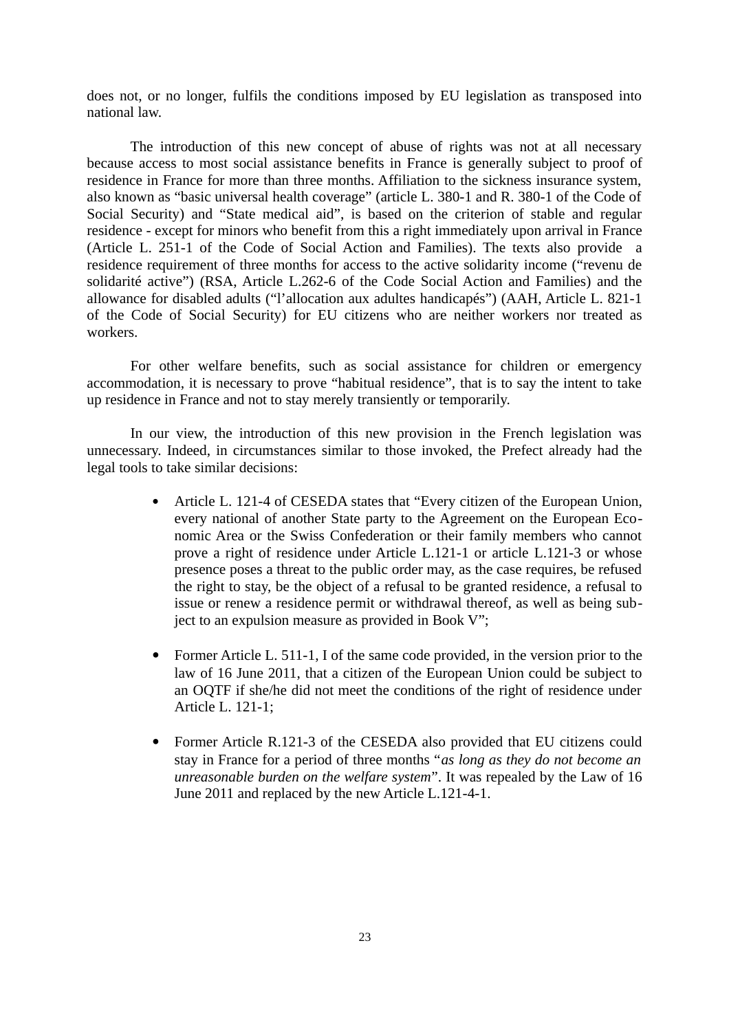does not, or no longer, fulfils the conditions imposed by EU legislation as transposed into national law.

The introduction of this new concept of abuse of rights was not at all necessary because access to most social assistance benefits in France is generally subject to proof of residence in France for more than three months. Affiliation to the sickness insurance system, also known as "basic universal health coverage" (article L. 380-1 and R. 380-1 of the Code of Social Security) and "State medical aid", is based on the criterion of stable and regular residence - except for minors who benefit from this a right immediately upon arrival in France (Article L. 251-1 of the Code of Social Action and Families). The texts also provide a residence requirement of three months for access to the active solidarity income ("revenu de solidarité active") (RSA, Article L.262-6 of the Code Social Action and Families) and the allowance for disabled adults ("l'allocation aux adultes handicapés") (AAH, Article L. 821-1 of the Code of Social Security) for EU citizens who are neither workers nor treated as workers.

For other welfare benefits, such as social assistance for children or emergency accommodation, it is necessary to prove "habitual residence", that is to say the intent to take up residence in France and not to stay merely transiently or temporarily.

In our view, the introduction of this new provision in the French legislation was unnecessary. Indeed, in circumstances similar to those invoked, the Prefect already had the legal tools to take similar decisions:

- Article L. 121-4 of CESEDA states that "Every citizen of the European Union, every national of another State party to the Agreement on the European Economic Area or the Swiss Confederation or their family members who cannot prove a right of residence under Article L.121-1 or article L.121-3 or whose presence poses a threat to the public order may, as the case requires, be refused the right to stay, be the object of a refusal to be granted residence, a refusal to issue or renew a residence permit or withdrawal thereof, as well as being subject to an expulsion measure as provided in Book V";

- Former Article L. 511-1, I of the same code provided, in the version prior to the law of 16 June 2011, that a citizen of the European Union could be subject to an OQTF if she/he did not meet the conditions of the right of residence under Article L. 121-1;

- Former Article R.121-3 of the CESEDA also provided that EU citizens could stay in France for a period of three months "*as long as they do not become an unreasonable burden on the welfare system*". It was repealed by the Law of 16 June 2011 and replaced by the new Article L.121-4-1.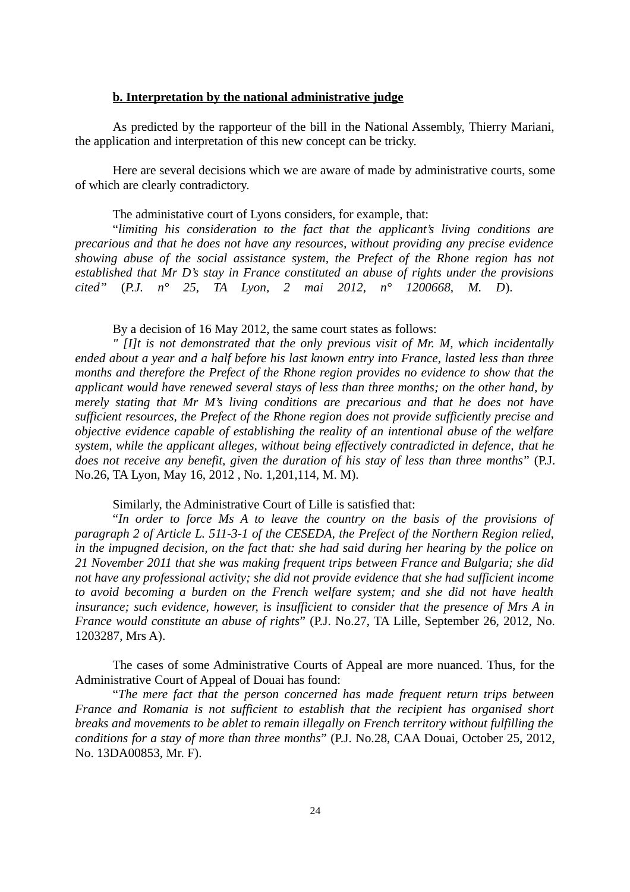**b. Interpretation by the national administrative judge**

As predicted by the rapporteur of the bill in the National Assembly, Thierry Mariani, the application and interpretation of this new concept can be tricky.

Here are several decisions which we are aware of made by administrative courts, some of which are clearly contradictory.

The administative court of Lyons considers, for example, that:

"*limiting his consideration to the fact that the applicant's living conditions are precarious and that he does not have any resources, without providing any precise evidence showing abuse of the social assistance system, the Prefect of the Rhone region has not established that Mr D's stay in France constituted an abuse of rights under the provisions cited"* (*P.J. n° 25, TA Lyon, 2 mai 2012, n° 1200668, M. D*).

By a decision of 16 May 2012, the same court states as follows:

*" [I]t is not demonstrated that the only previous visit of Mr. M, which incidentally ended about a year and a half before his last known entry into France, lasted less than three months and therefore the Prefect of the Rhone region provides no evidence to show that the applicant would have renewed several stays of less than three months; on the other hand, by merely stating that Mr M's living conditions are precarious and that he does not have sufficient resources, the Prefect of the Rhone region does not provide sufficiently precise and objective evidence capable of establishing the reality of an intentional abuse of the welfare system, while the applicant alleges, without being effectively contradicted in defence, that he does not receive any benefit, given the duration of his stay of less than three months"* (P.J. No.26, TA Lyon, May 16, 2012 , No. 1,201,114, M. M).

Similarly, the Administrative Court of Lille is satisfied that:

"*In order to force Ms A to leave the country on the basis of the provisions of paragraph 2 of Article L. 511-3-1 of the CESEDA, the Prefect of the Northern Region relied, in the impugned decision, on the fact that: she had said during her hearing by the police on 21 November 2011 that she was making frequent trips between France and Bulgaria; she did not have any professional activity; she did not provide evidence that she had sufficient income to avoid becoming a burden on the French welfare system; and she did not have health insurance; such evidence, however, is insufficient to consider that the presence of Mrs A in France would constitute an abuse of rights*" (P.J. No.27, TA Lille, September 26, 2012, No. 1203287, Mrs A).

The cases of some Administrative Courts of Appeal are more nuanced. Thus, for the Administrative Court of Appeal of Douai has found:

"*The mere fact that the person concerned has made frequent return trips between France and Romania is not sufficient to establish that the recipient has organised short breaks and movements to be ablet to remain illegally on French territory without fulfilling the conditions for a stay of more than three months*" (P.J. No.28, CAA Douai, October 25, 2012, No. 13DA00853, Mr. F).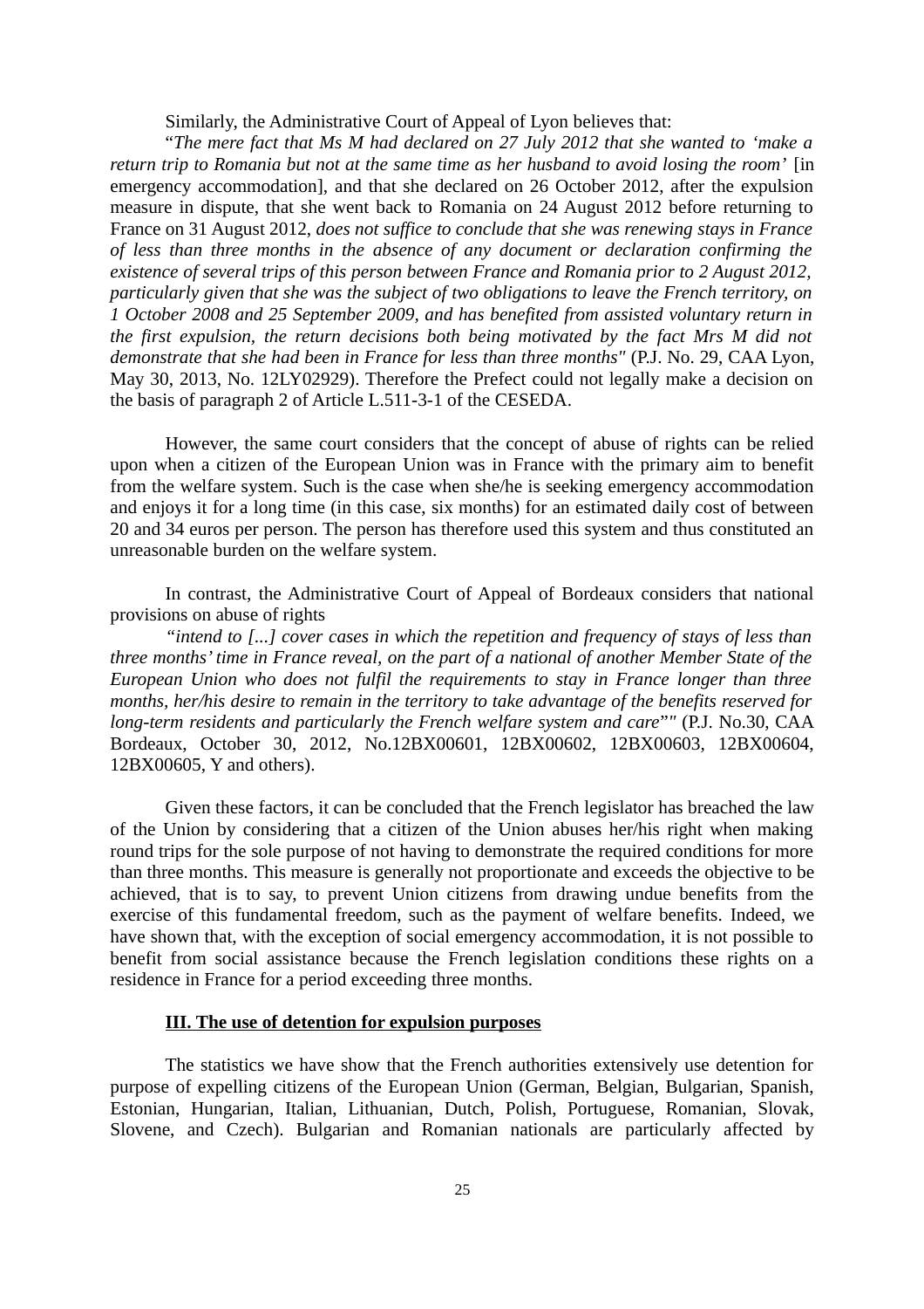Similarly, the Administrative Court of Appeal of Lyon believes that:

"*The mere fact that Ms M had declared on 27 July 2012 that she wanted to 'make a return trip to Romania but not at the same time as her husband to avoid losing the room'* [in emergency accommodation], and that she declared on 26 October 2012, after the expulsion measure in dispute, that she went back to Romania on 24 August 2012 before returning to France on 31 August 2012, *does not suffice to conclude that she was renewing stays in France of less than three months in the absence of any document or declaration confirming the existence of several trips of this person between France and Romania prior to 2 August 2012, particularly given that she was the subject of two obligations to leave the French territory, on 1 October 2008 and 25 September 2009, and has benefited from assisted voluntary return in the first expulsion, the return decisions both being motivated by the fact Mrs M did not demonstrate that she had been in France for less than three months"* (P.J. No. 29, CAA Lyon, May 30, 2013, No. 12LY02929). Therefore the Prefect could not legally make a decision on the basis of paragraph 2 of Article L.511-3-1 of the CESEDA.

However, the same court considers that the concept of abuse of rights can be relied upon when a citizen of the European Union was in France with the primary aim to benefit from the welfare system. Such is the case when she/he is seeking emergency accommodation and enjoys it for a long time (in this case, six months) for an estimated daily cost of between 20 and 34 euros per person. The person has therefore used this system and thus constituted an unreasonable burden on the welfare system.

In contrast, the Administrative Court of Appeal of Bordeaux considers that national provisions on abuse of rights

*"intend to [...] cover cases in which the repetition and frequency of stays of less than three months' time in France reveal, on the part of a national of another Member State of the European Union who does not fulfil the requirements to stay in France longer than three months, her/his desire to remain in the territory to take advantage of the benefits reserved for long-term residents and particularly the French welfare system and care*"" (P.J. No.30, CAA Bordeaux, October 30, 2012, No.12BX00601, 12BX00602, 12BX00603, 12BX00604, 12BX00605, Y and others).

Given these factors, it can be concluded that the French legislator has breached the law of the Union by considering that a citizen of the Union abuses her/his right when making round trips for the sole purpose of not having to demonstrate the required conditions for more than three months. This measure is generally not proportionate and exceeds the objective to be achieved, that is to say, to prevent Union citizens from drawing undue benefits from the exercise of this fundamental freedom, such as the payment of welfare benefits. Indeed, we have shown that, with the exception of social emergency accommodation, it is not possible to benefit from social assistance because the French legislation conditions these rights on a residence in France for a period exceeding three months.

## **III. The use of detention for expulsion purposes**

The statistics we have show that the French authorities extensively use detention for purpose of expelling citizens of the European Union (German, Belgian, Bulgarian, Spanish, Estonian, Hungarian, Italian, Lithuanian, Dutch, Polish, Portuguese, Romanian, Slovak, Slovene, and Czech). Bulgarian and Romanian nationals are particularly affected by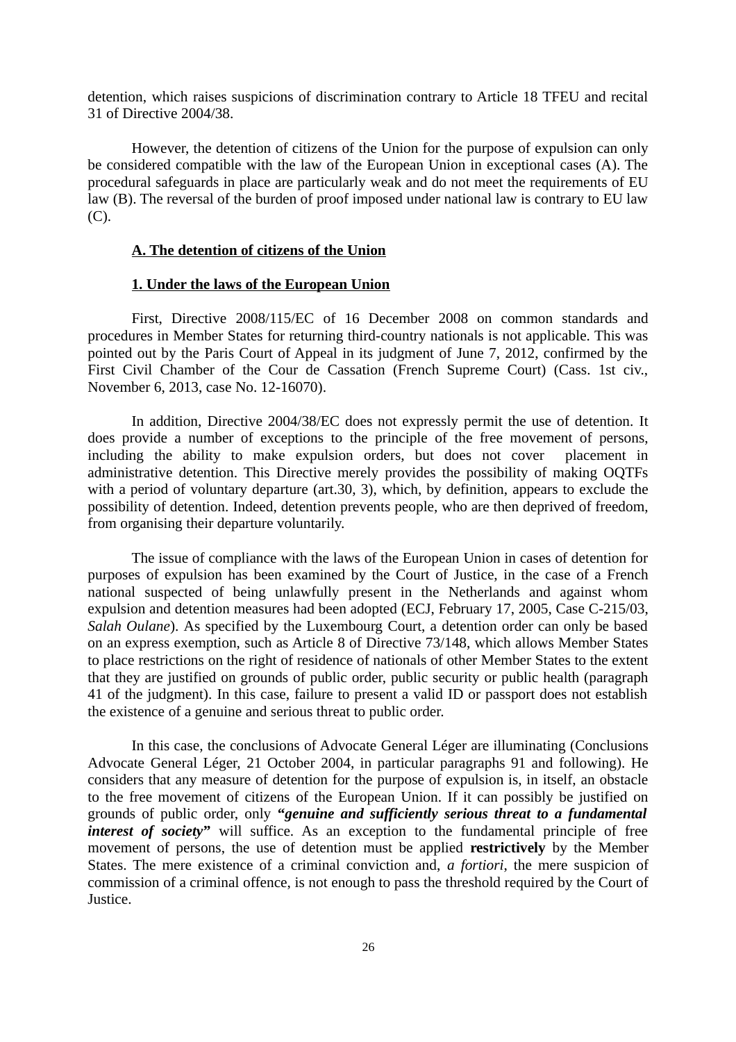detention, which raises suspicions of discrimination contrary to Article 18 TFEU and recital 31 of Directive 2004/38.

However, the detention of citizens of the Union for the purpose of expulsion can only be considered compatible with the law of the European Union in exceptional cases (A). The procedural safeguards in place are particularly weak and do not meet the requirements of EU law (B). The reversal of the burden of proof imposed under national law is contrary to EU law (C).

### A. The detention of citizens of the Union

#### 1. Under the laws of the European Union

First, Directive 2008/115/EC of 16 December 2008 on common standards and procedures in Member States for returning third-country nationals is not applicable. This was pointed out by the Paris Court of Appeal in its judgment of June 7, 2012, confirmed by the First Civil Chamber of the Cour de Cassation (French Supreme Court) (Cass. 1st civ., November 6, 2013, case No. 12-16070).

In addition, Directive 2004/38/EC does not expressly permit the use of detention. It does provide a number of exceptions to the principle of the free movement of persons, including the ability to make expulsion orders, but does not cover placement in administrative detention. This Directive merely provides the possibility of making OQTFs with a period of voluntary departure (art.30, 3), which, by definition, appears to exclude the possibility of detention. Indeed, detention prevents people, who are then deprived of freedom, from organising their departure voluntarily.

The issue of compliance with the laws of the European Union in cases of detention for purposes of expulsion has been examined by the Court of Justice, in the case of a French national suspected of being unlawfully present in the Netherlands and against whom expulsion and detention measures had been adopted (ECJ, February 17, 2005, Case C-215/03, *Salah Oulane*). As specified by the Luxembourg Court, a detention order can only be based on an express exemption, such as Article 8 of Directive 73/148, which allows Member States to place restrictions on the right of residence of nationals of other Member States to the extent that they are justified on grounds of public order, public security or public health (paragraph 41 of the judgment). In this case, failure to present a valid ID or passport does not establish the existence of a genuine and serious threat to public order.

In this case, the conclusions of Advocate General Léger are illuminating (Conclusions Advocate General Léger, 21 October 2004, in particular paragraphs 91 and following). He considers that any measure of detention for the purpose of expulsion is, in itself, an obstacle to the free movement of citizens of the European Union. If it can possibly be justified on grounds of public order, only ***"genuine and sufficiently serious threat to a fundamental interest of society"*** will suffice. As an exception to the fundamental principle of free movement of persons, the use of detention must be applied **restrictively** by the Member States. The mere existence of a criminal conviction and, *a fortiori*, the mere suspicion of commission of a criminal offence, is not enough to pass the threshold required by the Court of Justice.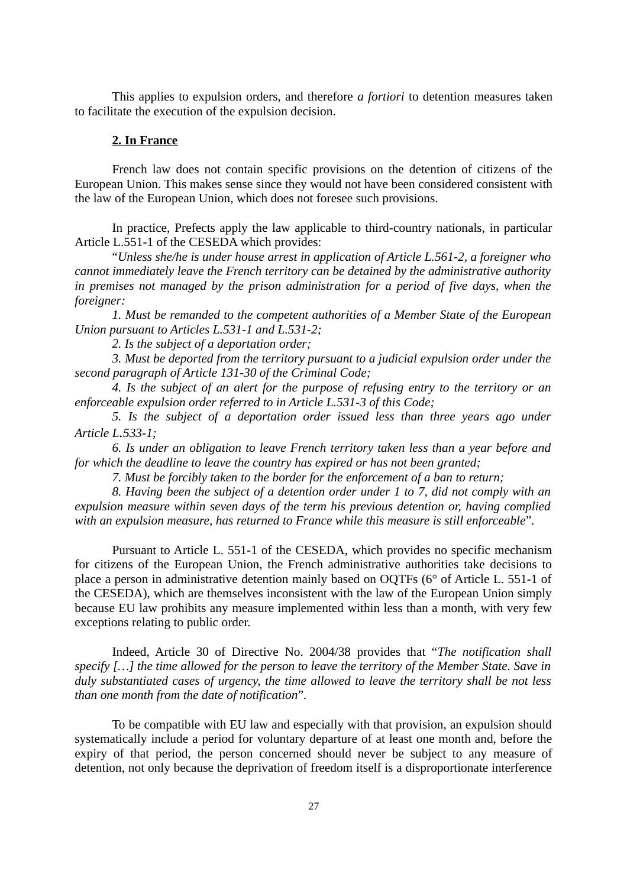This applies to expulsion orders, and therefore *a fortiori* to detention measures taken to facilitate the execution of the expulsion decision.

### 2. In France

French law does not contain specific provisions on the detention of citizens of the European Union. This makes sense since they would not have been considered consistent with the law of the European Union, which does not foresee such provisions.

In practice, Prefects apply the law applicable to third-country nationals, in particular Article L.551-1 of the CESEDA which provides:

"*Unless she/he is under house arrest in application of Article L.561-2, a foreigner who cannot immediately leave the French territory can be detained by the administrative authority in premises not managed by the prison administration for a period of five days, when the foreigner:*

*1. Must be remanded to the competent authorities of a Member State of the European Union pursuant to Articles L.531-1 and L.531-2;*

*2. Is the subject of a deportation order;*

*3. Must be deported from the territory pursuant to a judicial expulsion order under the second paragraph of Article 131-30 of the Criminal Code;*

*4. Is the subject of an alert for the purpose of refusing entry to the territory or an enforceable expulsion order referred to in Article L.531-3 of this Code;*

*5. Is the subject of a deportation order issued less than three years ago under Article L.533-1;*

*6. Is under an obligation to leave French territory taken less than a year before and for which the deadline to leave the country has expired or has not been granted;*

*7. Must be forcibly taken to the border for the enforcement of a ban to return;*

*8. Having been the subject of a detention order under 1 to 7, did not comply with an expulsion measure within seven days of the term his previous detention or, having complied with an expulsion measure, has returned to France while this measure is still enforceable*".

Pursuant to Article L. 551-1 of the CESEDA, which provides no specific mechanism for citizens of the European Union, the French administrative authorities take decisions to place a person in administrative detention mainly based on OQTFs (6° of Article L. 551-1 of the CESEDA), which are themselves inconsistent with the law of the European Union simply because EU law prohibits any measure implemented within less than a month, with very few exceptions relating to public order.

Indeed, Article 30 of Directive No. 2004/38 provides that "*The notification shall specify […] the time allowed for the person to leave the territory of the Member State. Save in duly substantiated cases of urgency, the time allowed to leave the territory shall be not less than one month from the date of notification*".

To be compatible with EU law and especially with that provision, an expulsion should systematically include a period for voluntary departure of at least one month and, before the expiry of that period, the person concerned should never be subject to any measure of detention, not only because the deprivation of freedom itself is a disproportionate interference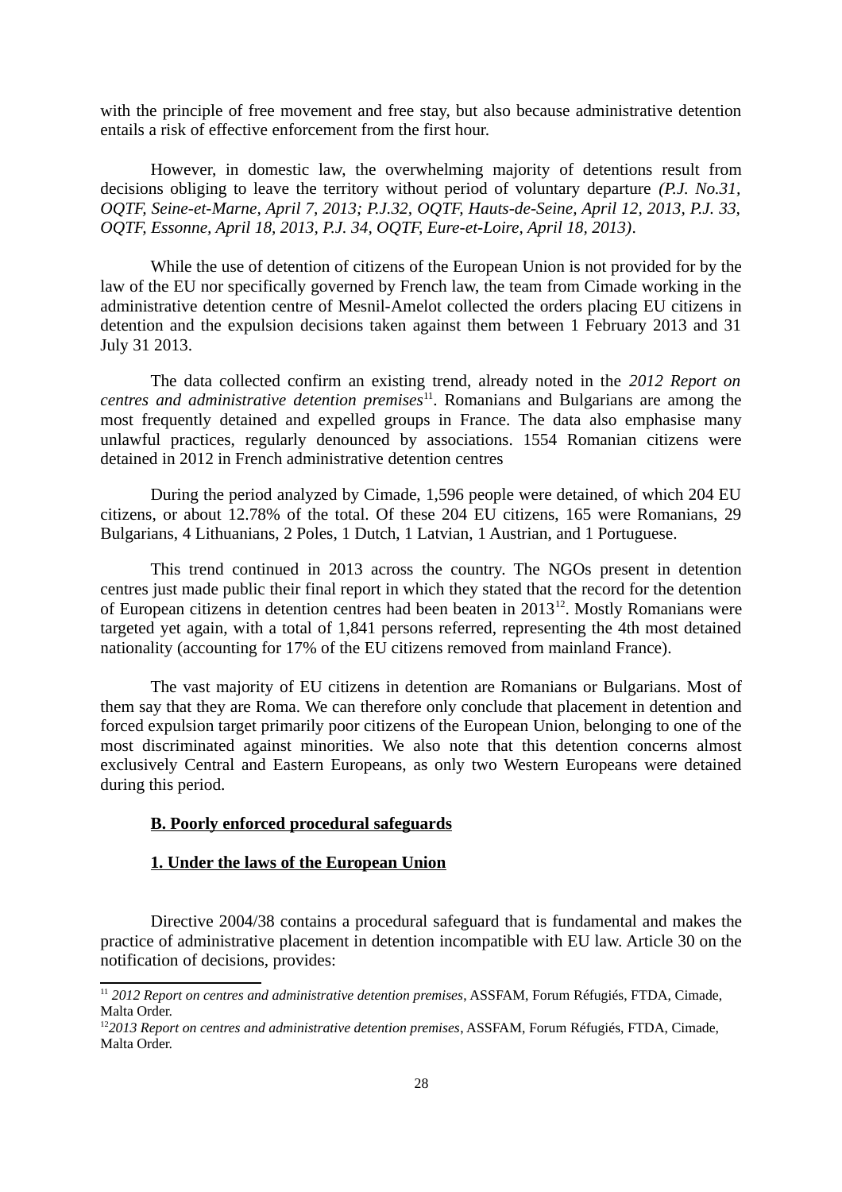with the principle of free movement and free stay, but also because administrative detention entails a risk of effective enforcement from the first hour.

However, in domestic law, the overwhelming majority of detentions result from decisions obliging to leave the territory without period of voluntary departure *(P.J. No.31, OQTF, Seine-et-Marne, April 7, 2013; P.J.32, OQTF, Hauts-de-Seine, April 12, 2013, P.J. 33, OQTF, Essonne, April 18, 2013, P.J. 34, OQTF, Eure-et-Loire, April 18, 2013)*.

While the use of detention of citizens of the European Union is not provided for by the law of the EU nor specifically governed by French law, the team from Cimade working in the administrative detention centre of Mesnil-Amelot collected the orders placing EU citizens in detention and the expulsion decisions taken against them between 1 February 2013 and 31 July 31 2013.

The data collected confirm an existing trend, already noted in the *2012 Report on centres and administrative detention premises*[11]. Romanians and Bulgarians are among the most frequently detained and expelled groups in France. The data also emphasise many unlawful practices, regularly denounced by associations. 1554 Romanian citizens were detained in 2012 in French administrative detention centres

During the period analyzed by Cimade, 1,596 people were detained, of which 204 EU citizens, or about 12.78% of the total. Of these 204 EU citizens, 165 were Romanians, 29 Bulgarians, 4 Lithuanians, 2 Poles, 1 Dutch, 1 Latvian, 1 Austrian, and 1 Portuguese.

This trend continued in 2013 across the country. The NGOs present in detention centres just made public their final report in which they stated that the record for the detention of European citizens in detention centres had been beaten in 2013[12]. Mostly Romanians were targeted yet again, with a total of 1,841 persons referred, representing the 4th most detained nationality (accounting for 17% of the EU citizens removed from mainland France).

The vast majority of EU citizens in detention are Romanians or Bulgarians. Most of them say that they are Roma. We can therefore only conclude that placement in detention and forced expulsion target primarily poor citizens of the European Union, belonging to one of the most discriminated against minorities. We also note that this detention concerns almost exclusively Central and Eastern Europeans, as only two Western Europeans were detained during this period.

### B. Poorly enforced procedural safeguards

#### 1. Under the laws of the European Union

Directive 2004/38 contains a procedural safeguard that is fundamental and makes the practice of administrative placement in detention incompatible with EU law. Article 30 on the notification of decisions, provides:

---

[11] *2012 Report on centres and administrative detention premises*, ASSFAM, Forum Réfugiés, FTDA, Cimade, Malta Order.

[12] *2013 Report on centres and administrative detention premises*, ASSFAM, Forum Réfugiés, FTDA, Cimade, Malta Order.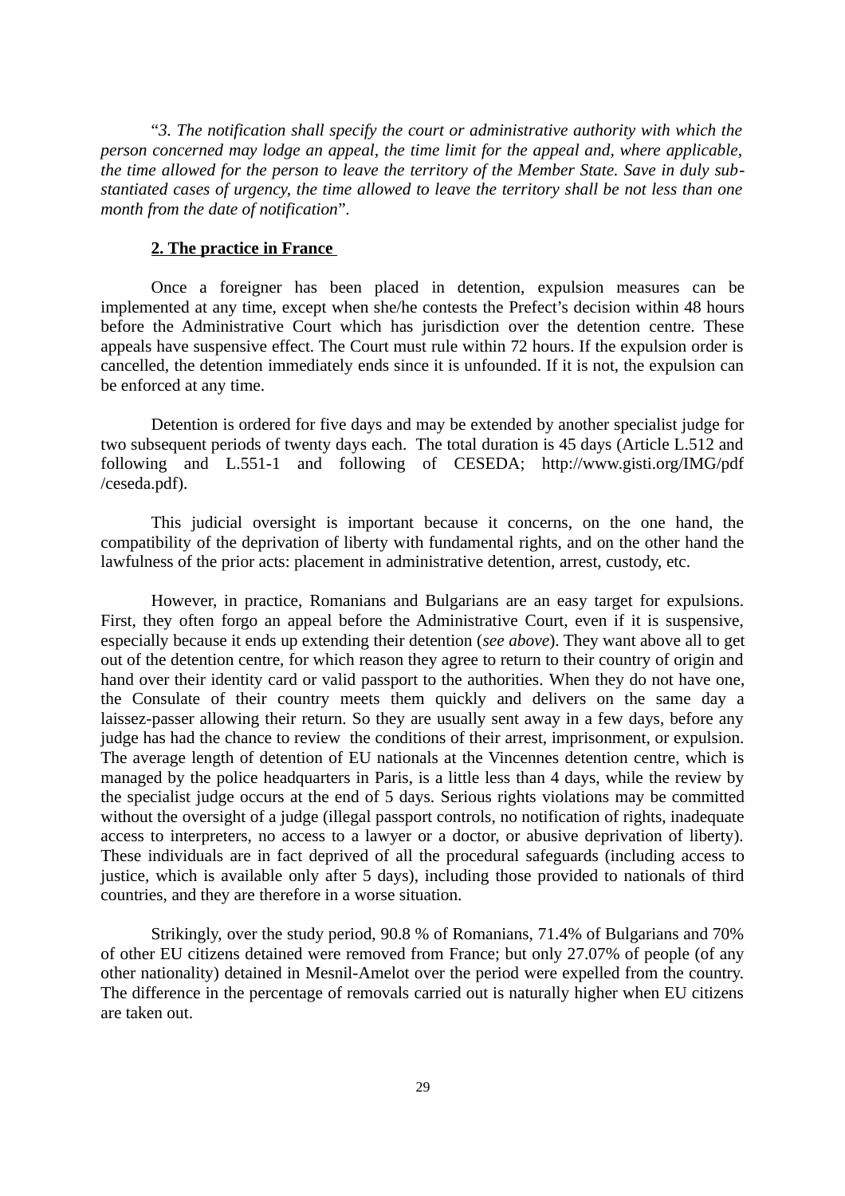"*3. The notification shall specify the court or administrative authority with which the person concerned may lodge an appeal, the time limit for the appeal and, where applicable, the time allowed for the person to leave the territory of the Member State. Save in duly substantiated cases of urgency, the time allowed to leave the territory shall be not less than one month from the date of notification*".

## 2. The practice in France

Once a foreigner has been placed in detention, expulsion measures can be implemented at any time, except when she/he contests the Prefect's decision within 48 hours before the Administrative Court which has jurisdiction over the detention centre. These appeals have suspensive effect. The Court must rule within 72 hours. If the expulsion order is cancelled, the detention immediately ends since it is unfounded. If it is not, the expulsion can be enforced at any time.

Detention is ordered for five days and may be extended by another specialist judge for two subsequent periods of twenty days each. The total duration is 45 days (Article L.512 and following and L.551-1 and following of CESEDA; http://www.gisti.org/IMG/pdf/ceseda.pdf).

This judicial oversight is important because it concerns, on the one hand, the compatibility of the deprivation of liberty with fundamental rights, and on the other hand the lawfulness of the prior acts: placement in administrative detention, arrest, custody, etc.

However, in practice, Romanians and Bulgarians are an easy target for expulsions. First, they often forgo an appeal before the Administrative Court, even if it is suspensive, especially because it ends up extending their detention (*see above*). They want above all to get out of the detention centre, for which reason they agree to return to their country of origin and hand over their identity card or valid passport to the authorities. When they do not have one, the Consulate of their country meets them quickly and delivers on the same day a laissez-passer allowing their return. So they are usually sent away in a few days, before any judge has had the chance to review the conditions of their arrest, imprisonment, or expulsion. The average length of detention of EU nationals at the Vincennes detention centre, which is managed by the police headquarters in Paris, is a little less than 4 days, while the review by the specialist judge occurs at the end of 5 days. Serious rights violations may be committed without the oversight of a judge (illegal passport controls, no notification of rights, inadequate access to interpreters, no access to a lawyer or a doctor, or abusive deprivation of liberty). These individuals are in fact deprived of all the procedural safeguards (including access to justice, which is available only after 5 days), including those provided to nationals of third countries, and they are therefore in a worse situation.

Strikingly, over the study period, 90.8 % of Romanians, 71.4% of Bulgarians and 70% of other EU citizens detained were removed from France; but only 27.07% of people (of any other nationality) detained in Mesnil-Amelot over the period were expelled from the country. The difference in the percentage of removals carried out is naturally higher when EU citizens are taken out.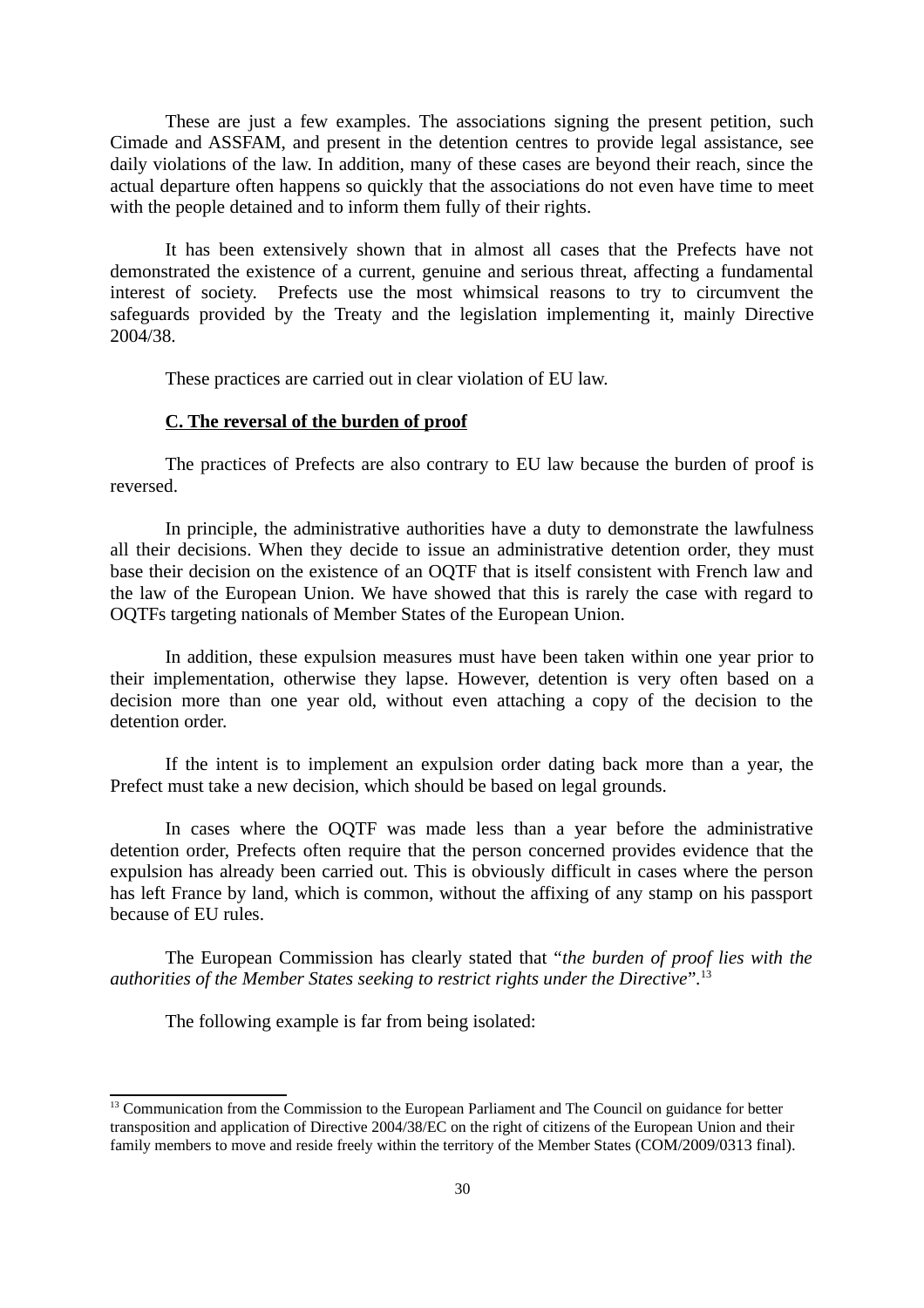These are just a few examples. The associations signing the present petition, such Cimade and ASSFAM, and present in the detention centres to provide legal assistance, see daily violations of the law. In addition, many of these cases are beyond their reach, since the actual departure often happens so quickly that the associations do not even have time to meet with the people detained and to inform them fully of their rights.

It has been extensively shown that in almost all cases that the Prefects have not demonstrated the existence of a current, genuine and serious threat, affecting a fundamental interest of society. Prefects use the most whimsical reasons to try to circumvent the safeguards provided by the Treaty and the legislation implementing it, mainly Directive 2004/38.

These practices are carried out in clear violation of EU law.

**C. The reversal of the burden of proof**

The practices of Prefects are also contrary to EU law because the burden of proof is reversed.

In principle, the administrative authorities have a duty to demonstrate the lawfulness all their decisions. When they decide to issue an administrative detention order, they must base their decision on the existence of an OQTF that is itself consistent with French law and the law of the European Union. We have showed that this is rarely the case with regard to OQTFs targeting nationals of Member States of the European Union.

In addition, these expulsion measures must have been taken within one year prior to their implementation, otherwise they lapse. However, detention is very often based on a decision more than one year old, without even attaching a copy of the decision to the detention order.

If the intent is to implement an expulsion order dating back more than a year, the Prefect must take a new decision, which should be based on legal grounds.

In cases where the OQTF was made less than a year before the administrative detention order, Prefects often require that the person concerned provides evidence that the expulsion has already been carried out. This is obviously difficult in cases where the person has left France by land, which is common, without the affixing of any stamp on his passport because of EU rules.

The European Commission has clearly stated that "*the burden of proof lies with the authorities of the Member States seeking to restrict rights under the Directive*".[13]

The following example is far from being isolated:

---

[13] Communication from the Commission to the European Parliament and The Council on guidance for better transposition and application of Directive 2004/38/EC on the right of citizens of the European Union and their family members to move and reside freely within the territory of the Member States (COM/2009/0313 final).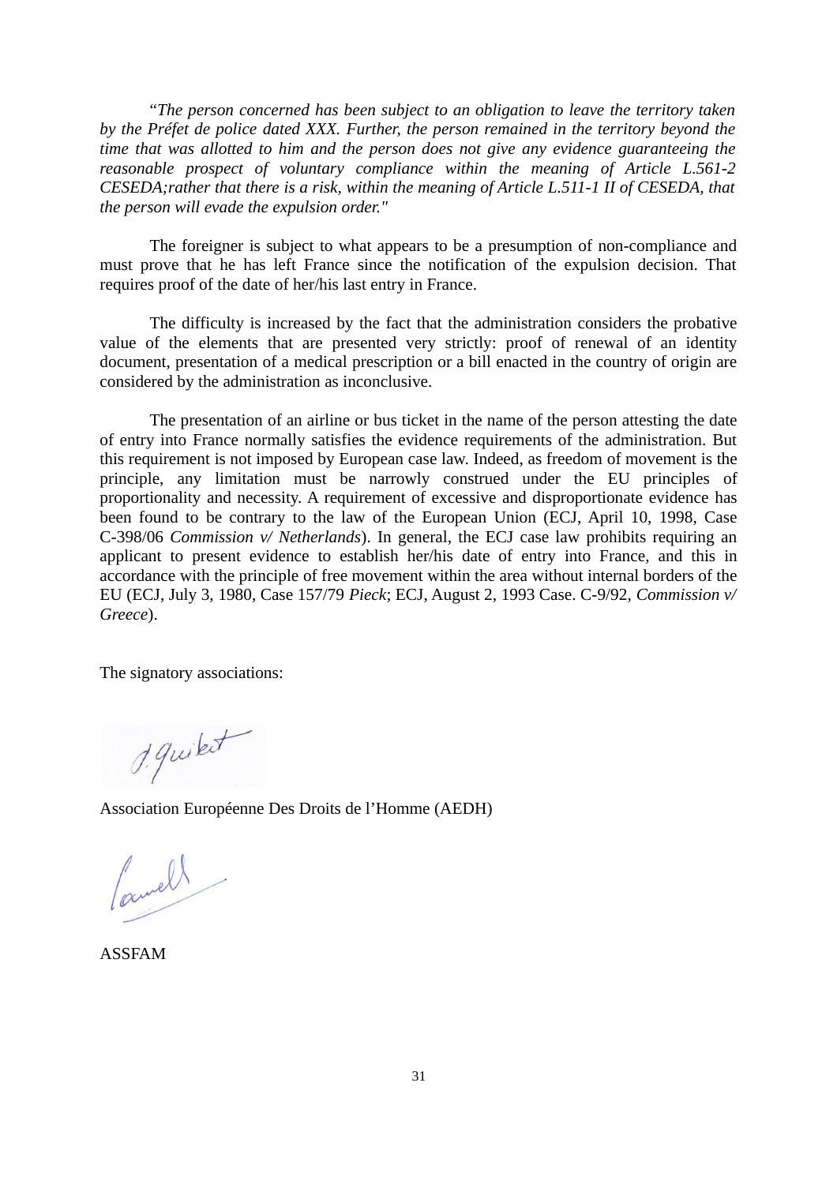"*The person concerned has been subject to an obligation to leave the territory taken by the Préfet de police dated XXX. Further, the person remained in the territory beyond the time that was allotted to him and the person does not give any evidence guaranteeing the reasonable prospect of voluntary compliance within the meaning of Article L.561-2 CESEDA;rather that there is a risk, within the meaning of Article L.511-1 II of CESEDA, that the person will evade the expulsion order."*

The foreigner is subject to what appears to be a presumption of non-compliance and must prove that he has left France since the notification of the expulsion decision. That requires proof of the date of her/his last entry in France.

The difficulty is increased by the fact that the administration considers the probative value of the elements that are presented very strictly: proof of renewal of an identity document, presentation of a medical prescription or a bill enacted in the country of origin are considered by the administration as inconclusive.

The presentation of an airline or bus ticket in the name of the person attesting the date of entry into France normally satisfies the evidence requirements of the administration. But this requirement is not imposed by European case law. Indeed, as freedom of movement is the principle, any limitation must be narrowly construed under the EU principles of proportionality and necessity. A requirement of excessive and disproportionate evidence has been found to be contrary to the law of the European Union (ECJ, April 10, 1998, Case C-398/06 *Commission v/ Netherlands*). In general, the ECJ case law prohibits requiring an applicant to present evidence to establish her/his date of entry into France, and this in accordance with the principle of free movement within the area without internal borders of the EU (ECJ, July 3, 1980, Case 157/79 *Pieck*; ECJ, August 2, 1993 Case. C-9/92, *Commission v/ Greece*).

The signatory associations:

Association Européenne Des Droits de l'Homme (AEDH)

ASSFAM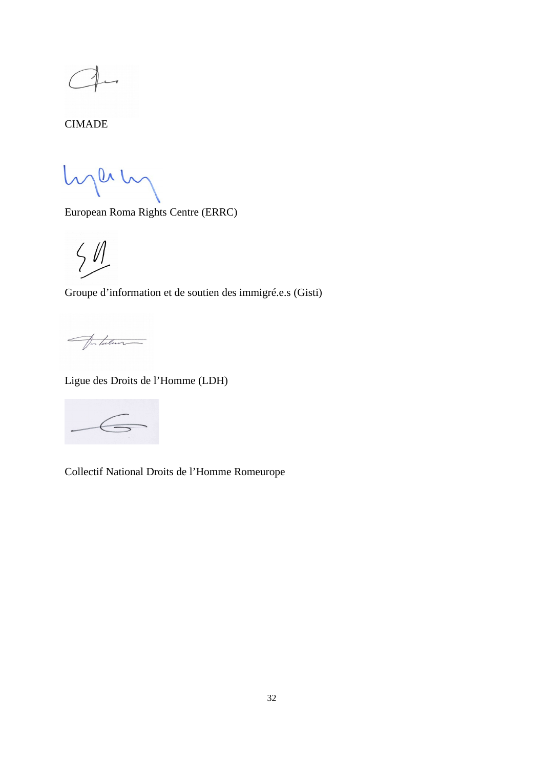CIMADE

European Roma Rights Centre (ERRC)

Groupe d’information et de soutien des immigré.e.s (Gisti)

Ligue des Droits de l’Homme (LDH)

Collectif National Droits de l’Homme Romeurope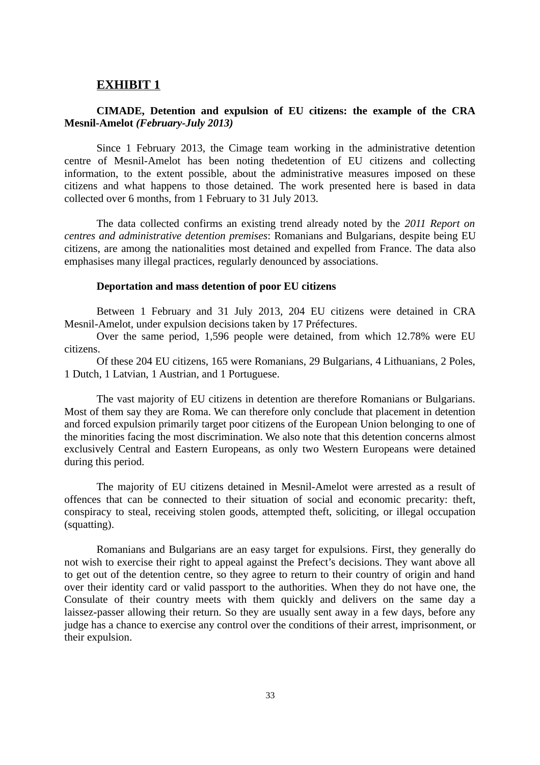## EXHIBIT 1

**CIMADE, Detention and expulsion of EU citizens: the example of the CRA Mesnil-Amelot *(February-July 2013)***

Since 1 February 2013, the Cimage team working in the administrative detention centre of Mesnil-Amelot has been noting thedetention of EU citizens and collecting information, to the extent possible, about the administrative measures imposed on these citizens and what happens to those detained. The work presented here is based in data collected over 6 months, from 1 February to 31 July 2013.

The data collected confirms an existing trend already noted by the *2011 Report on centres and administrative detention premises*: Romanians and Bulgarians, despite being EU citizens, are among the nationalities most detained and expelled from France. The data also emphasises many illegal practices, regularly denounced by associations.

**Deportation and mass detention of poor EU citizens**

Between 1 February and 31 July 2013, 204 EU citizens were detained in CRA Mesnil-Amelot, under expulsion decisions taken by 17 Préfectures.

Over the same period, 1,596 people were detained, from which 12.78% were EU citizens.

Of these 204 EU citizens, 165 were Romanians, 29 Bulgarians, 4 Lithuanians, 2 Poles, 1 Dutch, 1 Latvian, 1 Austrian, and 1 Portuguese.

The vast majority of EU citizens in detention are therefore Romanians or Bulgarians. Most of them say they are Roma. We can therefore only conclude that placement in detention and forced expulsion primarily target poor citizens of the European Union belonging to one of the minorities facing the most discrimination. We also note that this detention concerns almost exclusively Central and Eastern Europeans, as only two Western Europeans were detained during this period.

The majority of EU citizens detained in Mesnil-Amelot were arrested as a result of offences that can be connected to their situation of social and economic precarity: theft, conspiracy to steal, receiving stolen goods, attempted theft, soliciting, or illegal occupation (squatting).

Romanians and Bulgarians are an easy target for expulsions. First, they generally do not wish to exercise their right to appeal against the Prefect's decisions. They want above all to get out of the detention centre, so they agree to return to their country of origin and hand over their identity card or valid passport to the authorities. When they do not have one, the Consulate of their country meets with them quickly and delivers on the same day a laissez-passer allowing their return. So they are usually sent away in a few days, before any judge has a chance to exercise any control over the conditions of their arrest, imprisonment, or their expulsion.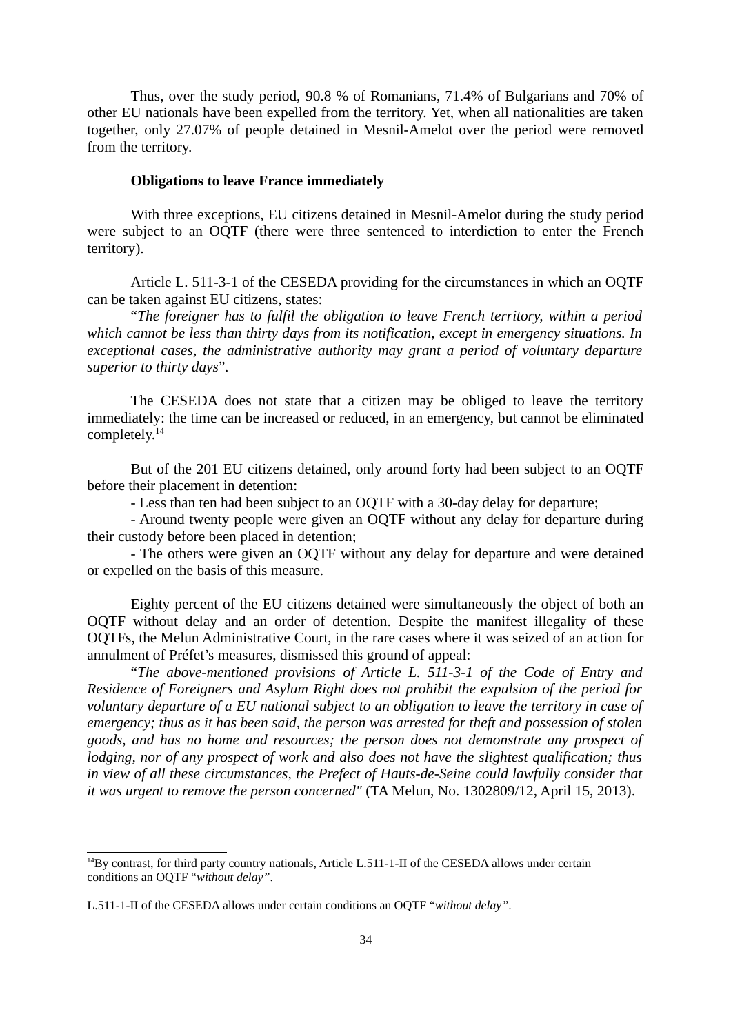Thus, over the study period, 90.8 % of Romanians, 71.4% of Bulgarians and 70% of other EU nationals have been expelled from the territory. Yet, when all nationalities are taken together, only 27.07% of people detained in Mesnil-Amelot over the period were removed from the territory.

**Obligations to leave France immediately**

With three exceptions, EU citizens detained in Mesnil-Amelot during the study period were subject to an OQTF (there were three sentenced to interdiction to enter the French territory).

Article L. 511-3-1 of the CESEDA providing for the circumstances in which an OQTF can be taken against EU citizens, states:

"*The foreigner has to fulfil the obligation to leave French territory, within a period which cannot be less than thirty days from its notification, except in emergency situations. In exceptional cases, the administrative authority may grant a period of voluntary departure superior to thirty days*".

The CESEDA does not state that a citizen may be obliged to leave the territory immediately: the time can be increased or reduced, in an emergency, but cannot be eliminated completely.[14]

But of the 201 EU citizens detained, only around forty had been subject to an OQTF before their placement in detention:

- Less than ten had been subject to an OQTF with a 30-day delay for departure;
- Around twenty people were given an OQTF without any delay for departure during their custody before been placed in detention;
- The others were given an OQTF without any delay for departure and were detained or expelled on the basis of this measure.

Eighty percent of the EU citizens detained were simultaneously the object of both an OQTF without delay and an order of detention. Despite the manifest illegality of these OQTFs, the Melun Administrative Court, in the rare cases where it was seized of an action for annulment of Préfet's measures, dismissed this ground of appeal:

"*The above-mentioned provisions of Article L. 511-3-1 of the Code of Entry and Residence of Foreigners and Asylum Right does not prohibit the expulsion of the period for voluntary departure of a EU national subject to an obligation to leave the territory in case of emergency; thus as it has been said, the person was arrested for theft and possession of stolen goods, and has no home and resources; the person does not demonstrate any prospect of lodging, nor of any prospect of work and also does not have the slightest qualification; thus in view of all these circumstances, the Prefect of Hauts-de-Seine could lawfully consider that it was urgent to remove the person concerned"* (TA Melun, No. 1302809/12, April 15, 2013).

---

[14]By contrast, for third party country nationals, Article L.511-1-II of the CESEDA allows under certain conditions an OQTF "*without delay"*.

L.511-1-II of the CESEDA allows under certain conditions an OQTF "*without delay"*.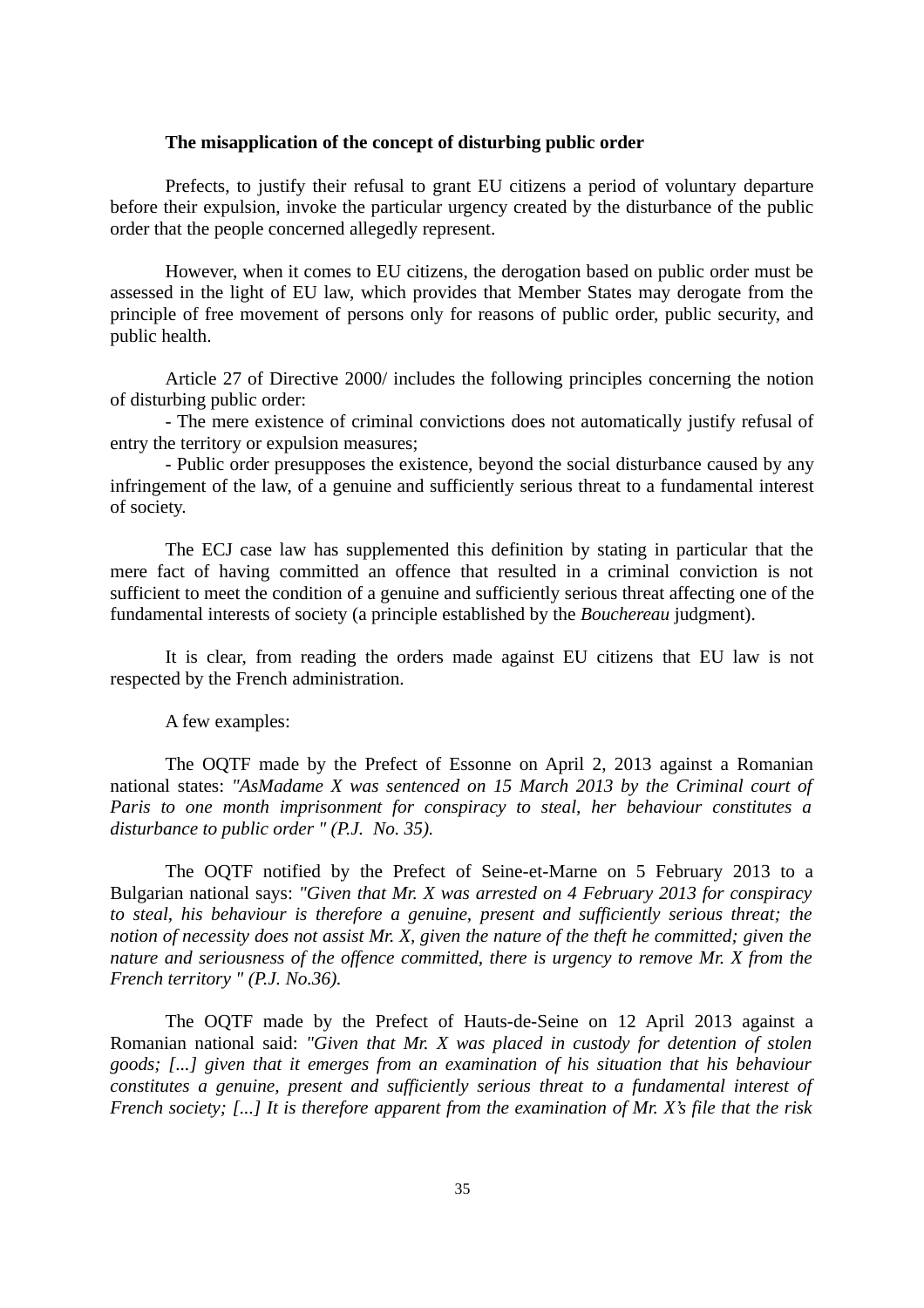**The misapplication of the concept of disturbing public order**

Prefects, to justify their refusal to grant EU citizens a period of voluntary departure before their expulsion, invoke the particular urgency created by the disturbance of the public order that the people concerned allegedly represent.

However, when it comes to EU citizens, the derogation based on public order must be assessed in the light of EU law, which provides that Member States may derogate from the principle of free movement of persons only for reasons of public order, public security, and public health.

Article 27 of Directive 2000/ includes the following principles concerning the notion of disturbing public order:

- The mere existence of criminal convictions does not automatically justify refusal of entry the territory or expulsion measures;
- Public order presupposes the existence, beyond the social disturbance caused by any infringement of the law, of a genuine and sufficiently serious threat to a fundamental interest of society.

The ECJ case law has supplemented this definition by stating in particular that the mere fact of having committed an offence that resulted in a criminal conviction is not sufficient to meet the condition of a genuine and sufficiently serious threat affecting one of the fundamental interests of society (a principle established by the *Bouchereau* judgment).

It is clear, from reading the orders made against EU citizens that EU law is not respected by the French administration.

A few examples:

The OQTF made by the Prefect of Essonne on April 2, 2013 against a Romanian national states: *"AsMadame X was sentenced on 15 March 2013 by the Criminal court of Paris to one month imprisonment for conspiracy to steal, her behaviour constitutes a disturbance to public order " (P.J. No. 35).*

The OQTF notified by the Prefect of Seine-et-Marne on 5 February 2013 to a Bulgarian national says: *"Given that Mr. X was arrested on 4 February 2013 for conspiracy to steal, his behaviour is therefore a genuine, present and sufficiently serious threat; the notion of necessity does not assist Mr. X, given the nature of the theft he committed; given the nature and seriousness of the offence committed, there is urgency to remove Mr. X from the French territory " (P.J. No.36).*

The OQTF made by the Prefect of Hauts-de-Seine on 12 April 2013 against a Romanian national said: *"Given that Mr. X was placed in custody for detention of stolen goods; [...] given that it emerges from an examination of his situation that his behaviour constitutes a genuine, present and sufficiently serious threat to a fundamental interest of French society; [...] It is therefore apparent from the examination of Mr. X's file that the risk*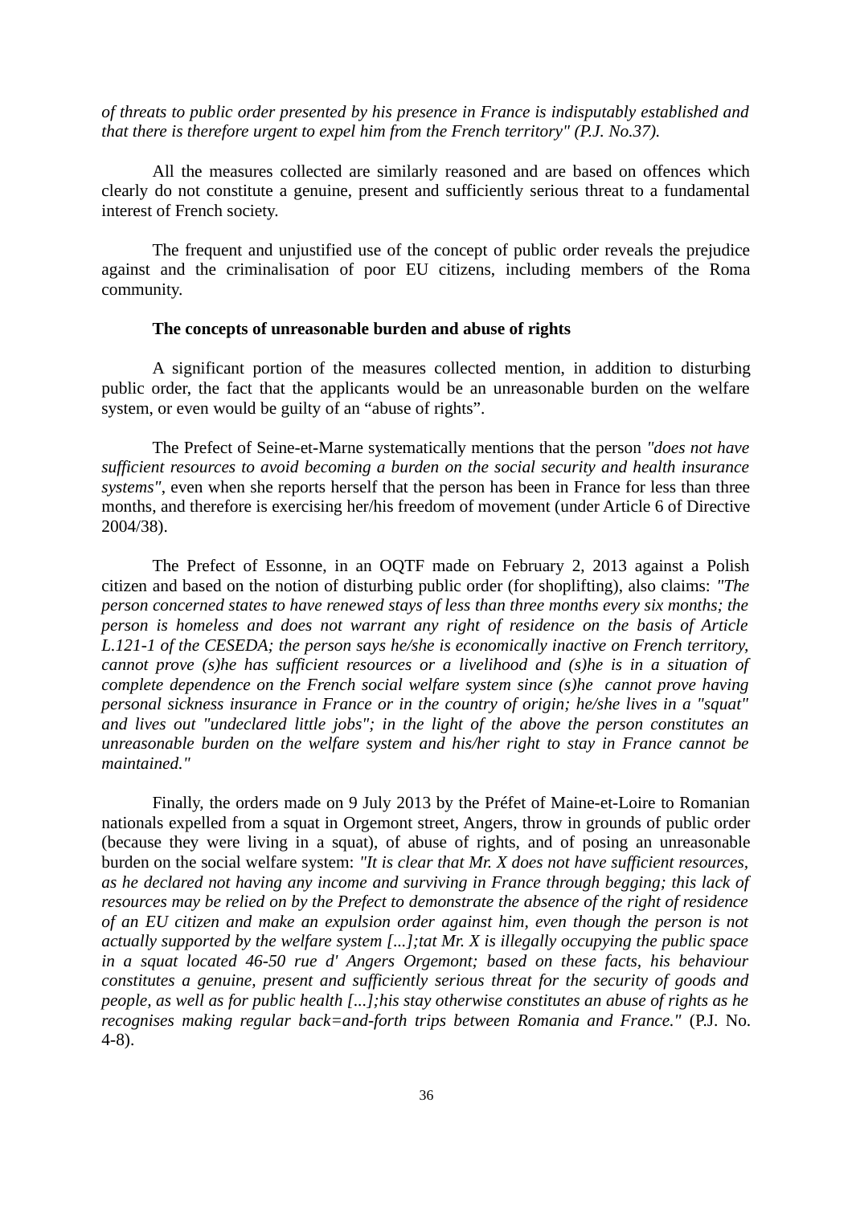*of threats to public order presented by his presence in France is indisputably established and that there is therefore urgent to expel him from the French territory" (P.J. No.37).*

All the measures collected are similarly reasoned and are based on offences which clearly do not constitute a genuine, present and sufficiently serious threat to a fundamental interest of French society.

The frequent and unjustified use of the concept of public order reveals the prejudice against and the criminalisation of poor EU citizens, including members of the Roma community.

**The concepts of unreasonable burden and abuse of rights**

A significant portion of the measures collected mention, in addition to disturbing public order, the fact that the applicants would be an unreasonable burden on the welfare system, or even would be guilty of an "abuse of rights".

The Prefect of Seine-et-Marne systematically mentions that the person *"does not have sufficient resources to avoid becoming a burden on the social security and health insurance systems"*, even when she reports herself that the person has been in France for less than three months, and therefore is exercising her/his freedom of movement (under Article 6 of Directive 2004/38).

The Prefect of Essonne, in an OQTF made on February 2, 2013 against a Polish citizen and based on the notion of disturbing public order (for shoplifting), also claims: *"The person concerned states to have renewed stays of less than three months every six months; the person is homeless and does not warrant any right of residence on the basis of Article L.121-1 of the CESEDA; the person says he/she is economically inactive on French territory, cannot prove (s)he has sufficient resources or a livelihood and (s)he is in a situation of complete dependence on the French social welfare system since (s)he cannot prove having personal sickness insurance in France or in the country of origin; he/she lives in a "squat" and lives out "undeclared little jobs"; in the light of the above the person constitutes an unreasonable burden on the welfare system and his/her right to stay in France cannot be maintained."*

Finally, the orders made on 9 July 2013 by the Préfet of Maine-et-Loire to Romanian nationals expelled from a squat in Orgemont street, Angers, throw in grounds of public order (because they were living in a squat), of abuse of rights, and of posing an unreasonable burden on the social welfare system: *"It is clear that Mr. X does not have sufficient resources, as he declared not having any income and surviving in France through begging; this lack of resources may be relied on by the Prefect to demonstrate the absence of the right of residence of an EU citizen and make an expulsion order against him, even though the person is not actually supported by the welfare system [...];tat Mr. X is illegally occupying the public space in a squat located 46-50 rue d' Angers Orgemont; based on these facts, his behaviour constitutes a genuine, present and sufficiently serious threat for the security of goods and people, as well as for public health [...];his stay otherwise constitutes an abuse of rights as he recognises making regular back=and-forth trips between Romania and France."* (P.J. No. 4-8).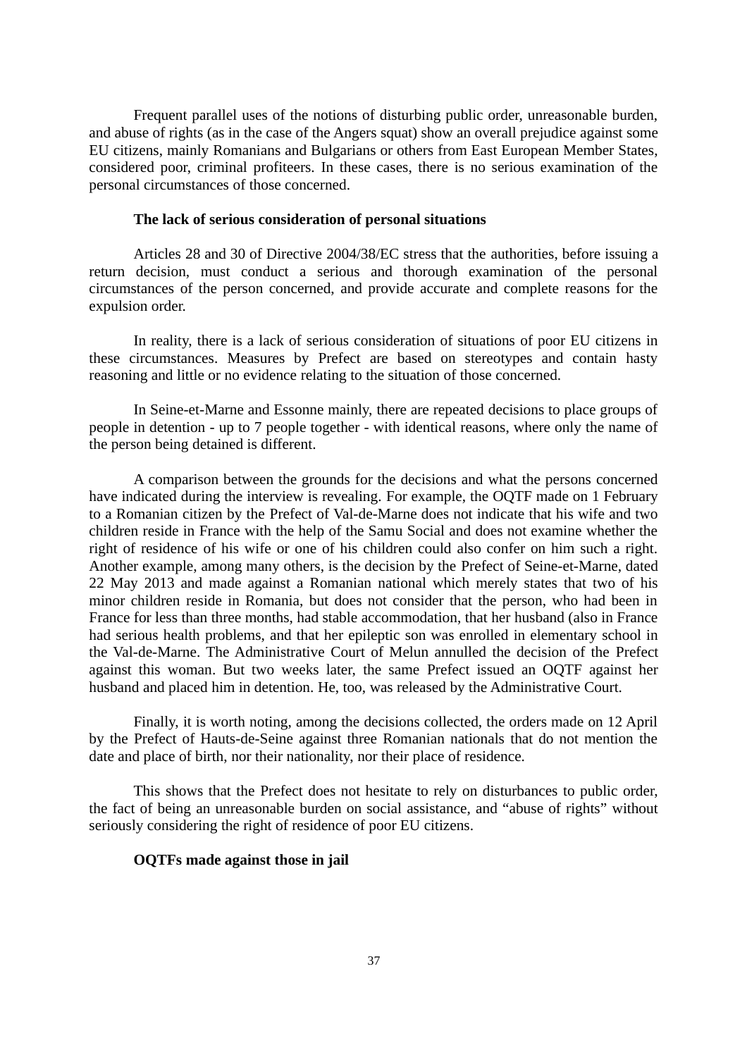Frequent parallel uses of the notions of disturbing public order, unreasonable burden, and abuse of rights (as in the case of the Angers squat) show an overall prejudice against some EU citizens, mainly Romanians and Bulgarians or others from East European Member States, considered poor, criminal profiteers. In these cases, there is no serious examination of the personal circumstances of those concerned.

**The lack of serious consideration of personal situations**

Articles 28 and 30 of Directive 2004/38/EC stress that the authorities, before issuing a return decision, must conduct a serious and thorough examination of the personal circumstances of the person concerned, and provide accurate and complete reasons for the expulsion order.

In reality, there is a lack of serious consideration of situations of poor EU citizens in these circumstances. Measures by Prefect are based on stereotypes and contain hasty reasoning and little or no evidence relating to the situation of those concerned.

In Seine-et-Marne and Essonne mainly, there are repeated decisions to place groups of people in detention - up to 7 people together - with identical reasons, where only the name of the person being detained is different.

A comparison between the grounds for the decisions and what the persons concerned have indicated during the interview is revealing. For example, the OQTF made on 1 February to a Romanian citizen by the Prefect of Val-de-Marne does not indicate that his wife and two children reside in France with the help of the Samu Social and does not examine whether the right of residence of his wife or one of his children could also confer on him such a right. Another example, among many others, is the decision by the Prefect of Seine-et-Marne, dated 22 May 2013 and made against a Romanian national which merely states that two of his minor children reside in Romania, but does not consider that the person, who had been in France for less than three months, had stable accommodation, that her husband (also in France had serious health problems, and that her epileptic son was enrolled in elementary school in the Val-de-Marne. The Administrative Court of Melun annulled the decision of the Prefect against this woman. But two weeks later, the same Prefect issued an OQTF against her husband and placed him in detention. He, too, was released by the Administrative Court.

Finally, it is worth noting, among the decisions collected, the orders made on 12 April by the Prefect of Hauts-de-Seine against three Romanian nationals that do not mention the date and place of birth, nor their nationality, nor their place of residence.

This shows that the Prefect does not hesitate to rely on disturbances to public order, the fact of being an unreasonable burden on social assistance, and "abuse of rights" without seriously considering the right of residence of poor EU citizens.

**OQTFs made against those in jail**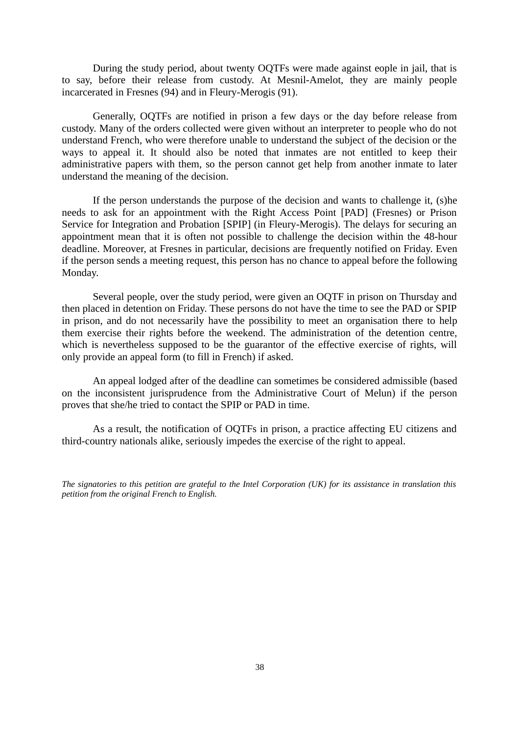During the study period, about twenty OQTFs were made against eople in jail, that is to say, before their release from custody. At Mesnil-Amelot, they are mainly people incarcerated in Fresnes (94) and in Fleury-Merogis (91).

Generally, OQTFs are notified in prison a few days or the day before release from custody. Many of the orders collected were given without an interpreter to people who do not understand French, who were therefore unable to understand the subject of the decision or the ways to appeal it. It should also be noted that inmates are not entitled to keep their administrative papers with them, so the person cannot get help from another inmate to later understand the meaning of the decision.

If the person understands the purpose of the decision and wants to challenge it, (s)he needs to ask for an appointment with the Right Access Point [PAD] (Fresnes) or Prison Service for Integration and Probation [SPIP] (in Fleury-Merogis). The delays for securing an appointment mean that it is often not possible to challenge the decision within the 48-hour deadline. Moreover, at Fresnes in particular, decisions are frequently notified on Friday. Even if the person sends a meeting request, this person has no chance to appeal before the following Monday.

Several people, over the study period, were given an OQTF in prison on Thursday and then placed in detention on Friday. These persons do not have the time to see the PAD or SPIP in prison, and do not necessarily have the possibility to meet an organisation there to help them exercise their rights before the weekend. The administration of the detention centre, which is nevertheless supposed to be the guarantor of the effective exercise of rights, will only provide an appeal form (to fill in French) if asked.

An appeal lodged after of the deadline can sometimes be considered admissible (based on the inconsistent jurisprudence from the Administrative Court of Melun) if the person proves that she/he tried to contact the SPIP or PAD in time.

As a result, the notification of OQTFs in prison, a practice affecting EU citizens and third-country nationals alike, seriously impedes the exercise of the right to appeal.

*The signatories to this petition are grateful to the Intel Corporation (UK) for its assistance in translation this petition from the original French to English.*